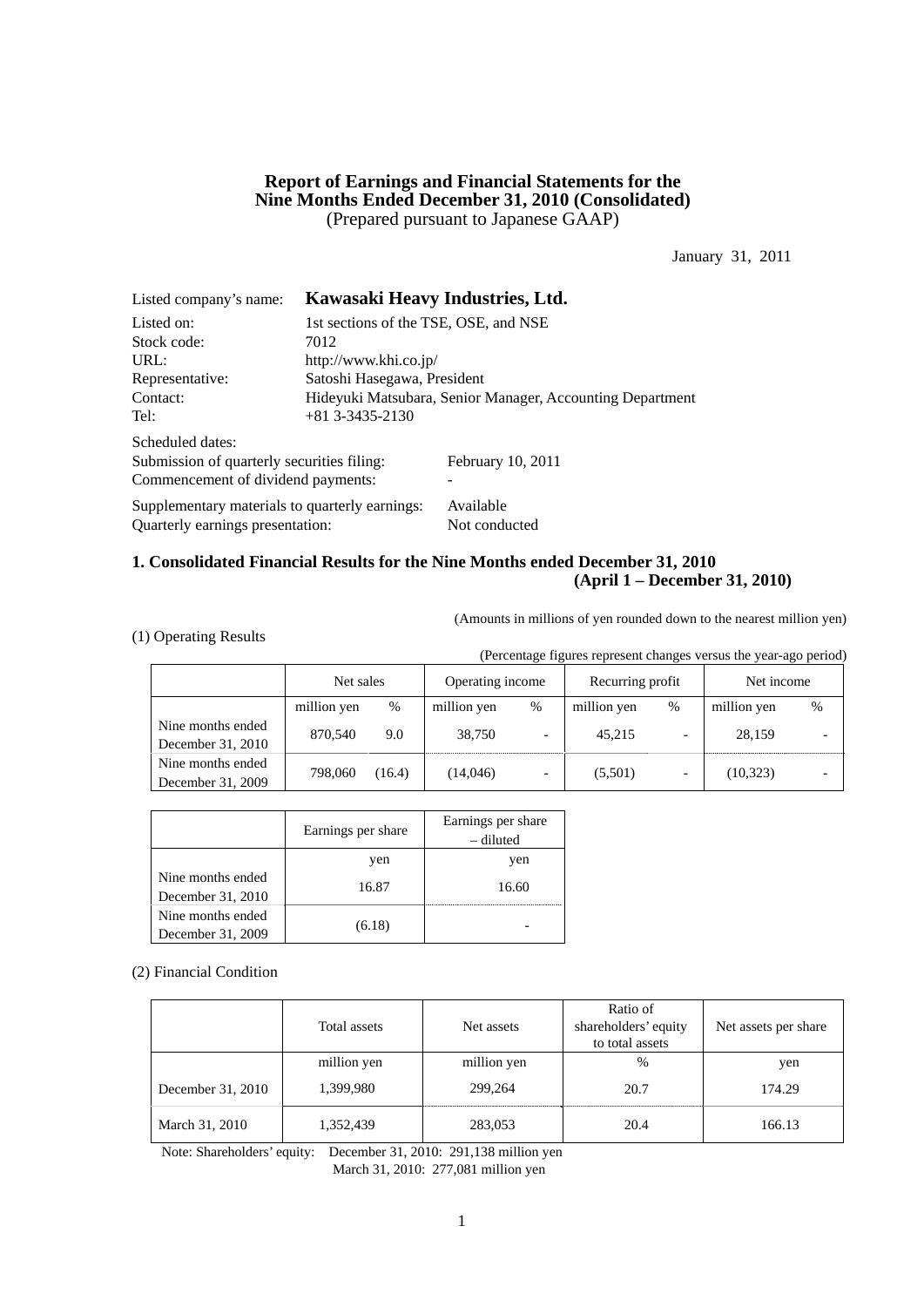# Report of Earnings and Financial Statements for the Nine Months Ended December 31, 2010 (Consolidated)

(Prepared pursuant to Japanese GAAP)

January 31, 2011

| | |
|---|---|
| Listed company's name: | **Kawasaki Heavy Industries, Ltd.** |
| Listed on: | 1st sections of the TSE, OSE, and NSE |
| Stock code: | 7012 |
| URL: | http://www.khi.co.jp/ |
| Representative: | Satoshi Hasegawa, President |
| Contact: | Hideyuki Matsubara, Senior Manager, Accounting Department |
| Tel: | +81 3-3435-2130 |

Scheduled dates:

| | |
|---|---|
| Submission of quarterly securities filing: | February 10, 2011 |
| Commencement of dividend payments: | - |
| Supplementary materials to quarterly earnings: | Available |
| Quarterly earnings presentation: | Not conducted |

## 1. Consolidated Financial Results for the Nine Months ended December 31, 2010 (April 1 – December 31, 2010)

(Amounts in millions of yen rounded down to the nearest million yen)

(1) Operating Results

(Percentage figures represent changes versus the year-ago period)

| | Net sales | | Operating income | | Recurring profit | | Net income | |
|---|---|---|---|---|---|---|---|---|
| | million yen | % | million yen | % | million yen | % | million yen | % |
| Nine months ended December 31, 2010 | 870,540 | 9.0 | 38,750 | - | 45,215 | - | 28,159 | - |
| Nine months ended December 31, 2009 | 798,060 | (16.4) | (14,046) | - | (5,501) | - | (10,323) | - |

| | Earnings per share | Earnings per share – diluted |
|---|---|---|
| | yen | yen |
| Nine months ended December 31, 2010 | 16.87 | 16.60 |
| Nine months ended December 31, 2009 | (6.18) | - |

(2) Financial Condition

| | Total assets | Net assets | Ratio of shareholders' equity to total assets | Net assets per share |
|---|---|---|---|---|
| | million yen | million yen | % | yen |
| December 31, 2010 | 1,399,980 | 299,264 | 20.7 | 174.29 |
| March 31, 2010 | 1,352,439 | 283,053 | 20.4 | 166.13 |

Note: Shareholders' equity: December 31, 2010: 291,138 million yen
March 31, 2010: 277,081 million yen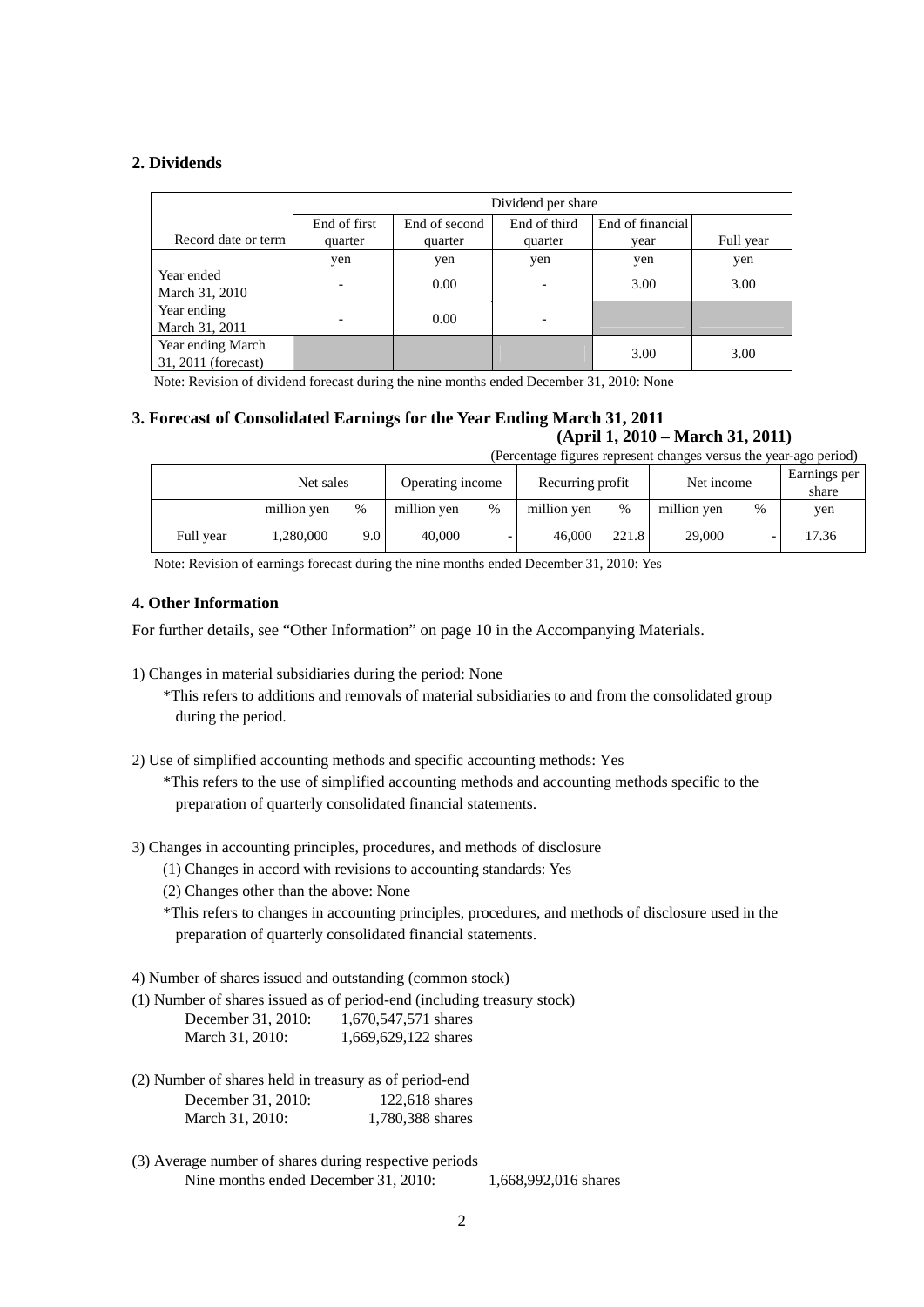## 2. Dividends

| Record date or term | Dividend per share | | | | |
|---|---|---|---|---|---|
| | End of first quarter | End of second quarter | End of third quarter | End of financial year | Full year |
| | yen | yen | yen | yen | yen |
| Year ended March 31, 2010 | - | 0.00 | - | 3.00 | 3.00 |
| Year ending March 31, 2011 | - | 0.00 | - | | |
| Year ending March 31, 2011 (forecast) | | | | 3.00 | 3.00 |

Note: Revision of dividend forecast during the nine months ended December 31, 2010: None

## 3. Forecast of Consolidated Earnings for the Year Ending March 31, 2011
**(April 1, 2010 – March 31, 2011)**

(Percentage figures represent changes versus the year-ago period)

| | Net sales | | Operating income | | Recurring profit | | Net income | | Earnings per share |
|---|---|---|---|---|---|---|---|---|---|
| | million yen | % | million yen | % | million yen | % | million yen | % | yen |
| Full year | 1,280,000 | 9.0 | 40,000 | - | 46,000 | 221.8 | 29,000 | - | 17.36 |

Note: Revision of earnings forecast during the nine months ended December 31, 2010: Yes

## 4. Other Information

For further details, see "Other Information" on page 10 in the Accompanying Materials.

1) Changes in material subsidiaries during the period: None

*This refers to additions and removals of material subsidiaries to and from the consolidated group during the period.

2) Use of simplified accounting methods and specific accounting methods: Yes

*This refers to the use of simplified accounting methods and accounting methods specific to the preparation of quarterly consolidated financial statements.

3) Changes in accounting principles, procedures, and methods of disclosure

(1) Changes in accord with revisions to accounting standards: Yes

(2) Changes other than the above: None

*This refers to changes in accounting principles, procedures, and methods of disclosure used in the preparation of quarterly consolidated financial statements.

4) Number of shares issued and outstanding (common stock)

(1) Number of shares issued as of period-end (including treasury stock)

December 31, 2010: 1,670,547,571 shares
March 31, 2010: 1,669,629,122 shares

(2) Number of shares held in treasury as of period-end

December 31, 2010: 122,618 shares
March 31, 2010: 1,780,388 shares

(3) Average number of shares during respective periods

Nine months ended December 31, 2010: 1,668,992,016 shares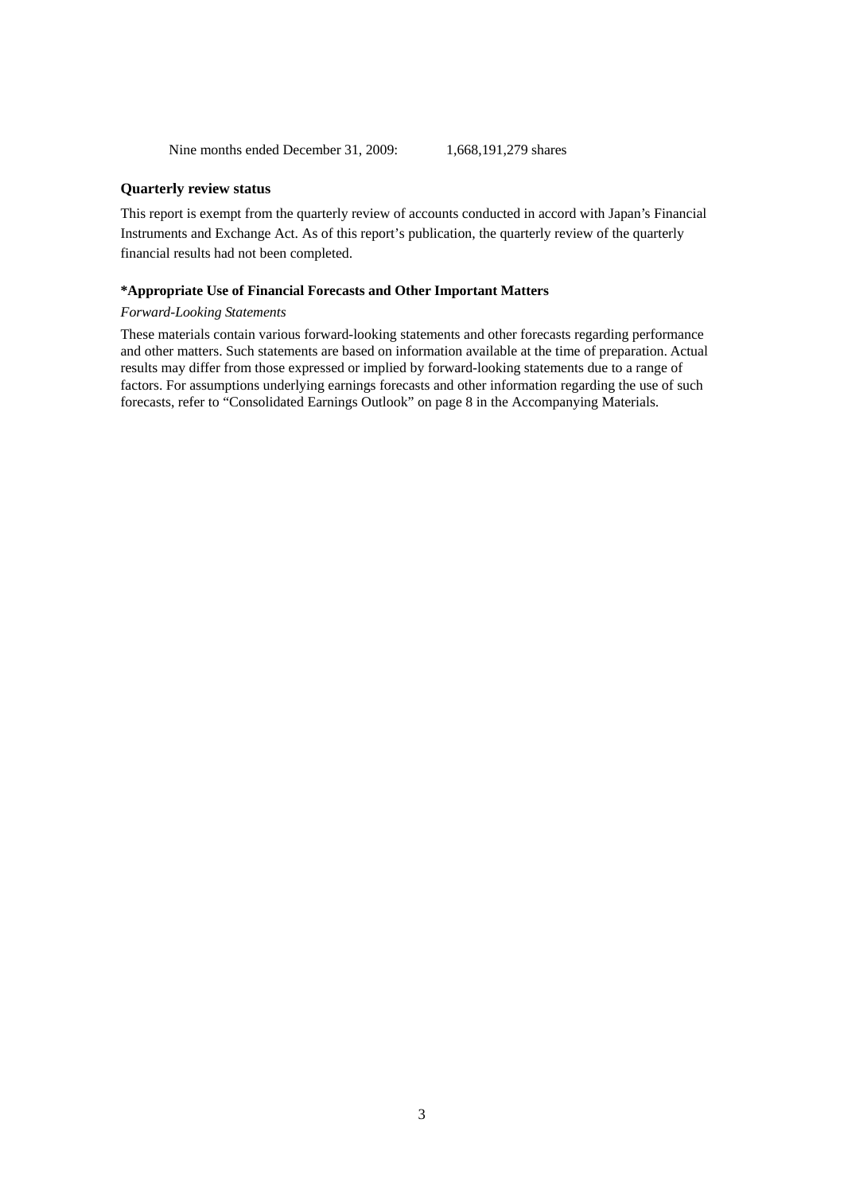Nine months ended December 31, 2009: 1,668,191,279 shares

**Quarterly review status**

This report is exempt from the quarterly review of accounts conducted in accord with Japan's Financial Instruments and Exchange Act. As of this report's publication, the quarterly review of the quarterly financial results had not been completed.

**\*Appropriate Use of Financial Forecasts and Other Important Matters**

*Forward-Looking Statements*

These materials contain various forward-looking statements and other forecasts regarding performance and other matters. Such statements are based on information available at the time of preparation. Actual results may differ from those expressed or implied by forward-looking statements due to a range of factors. For assumptions underlying earnings forecasts and other information regarding the use of such forecasts, refer to "Consolidated Earnings Outlook" on page 8 in the Accompanying Materials.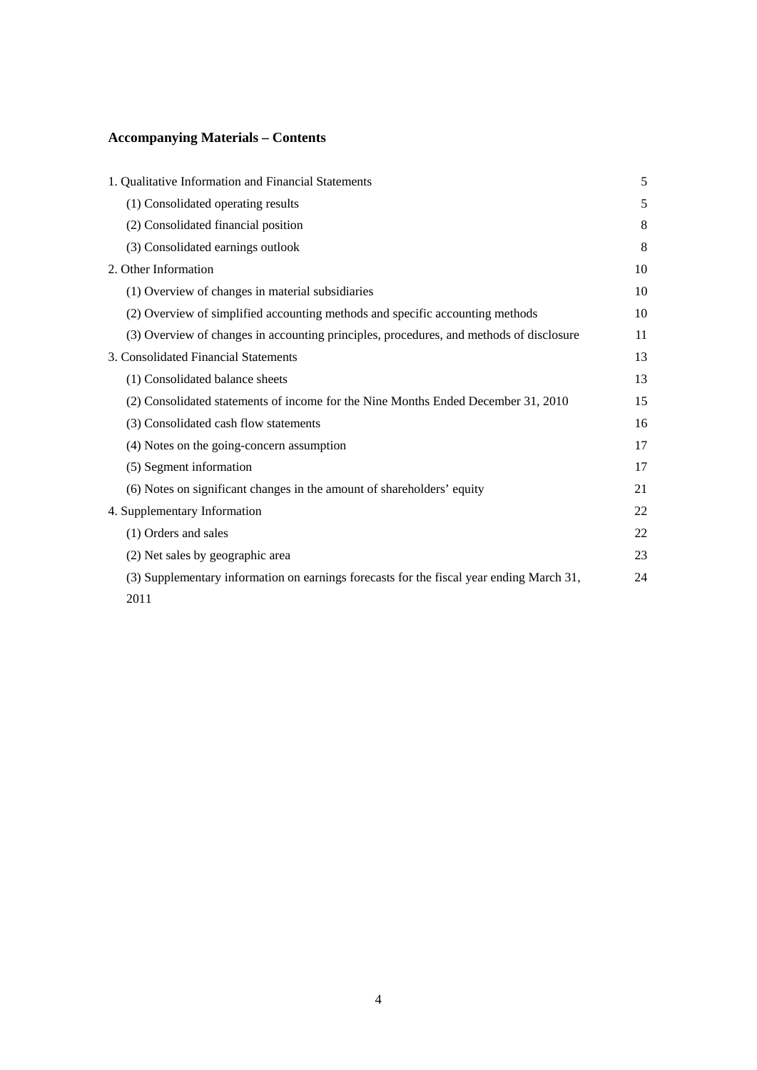## Accompanying Materials – Contents

| | |
|---|---|
| 1. Qualitative Information and Financial Statements | 5 |
| (1) Consolidated operating results | 5 |
| (2) Consolidated financial position | 8 |
| (3) Consolidated earnings outlook | 8 |
| 2. Other Information | 10 |
| (1) Overview of changes in material subsidiaries | 10 |
| (2) Overview of simplified accounting methods and specific accounting methods | 10 |
| (3) Overview of changes in accounting principles, procedures, and methods of disclosure | 11 |
| 3. Consolidated Financial Statements | 13 |
| (1) Consolidated balance sheets | 13 |
| (2) Consolidated statements of income for the Nine Months Ended December 31, 2010 | 15 |
| (3) Consolidated cash flow statements | 16 |
| (4) Notes on the going-concern assumption | 17 |
| (5) Segment information | 17 |
| (6) Notes on significant changes in the amount of shareholders' equity | 21 |
| 4. Supplementary Information | 22 |
| (1) Orders and sales | 22 |
| (2) Net sales by geographic area | 23 |
| (3) Supplementary information on earnings forecasts for the fiscal year ending March 31, 2011 | 24 |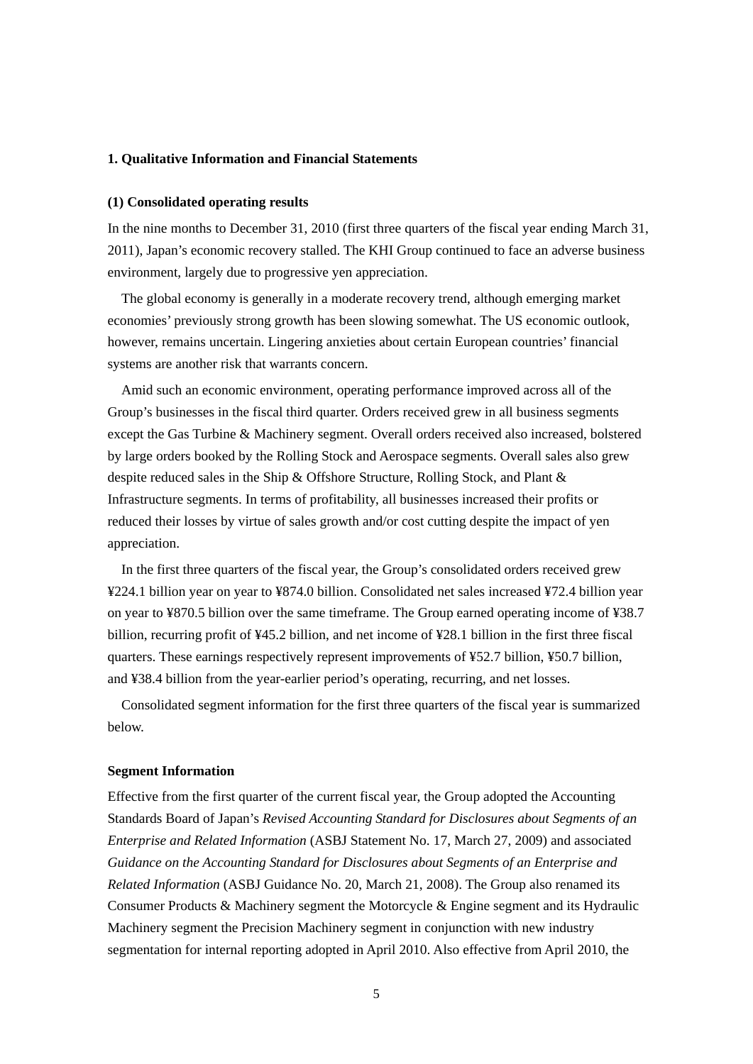## 1. Qualitative Information and Financial Statements

### (1) Consolidated operating results

In the nine months to December 31, 2010 (first three quarters of the fiscal year ending March 31, 2011), Japan's economic recovery stalled. The KHI Group continued to face an adverse business environment, largely due to progressive yen appreciation.

The global economy is generally in a moderate recovery trend, although emerging market economies' previously strong growth has been slowing somewhat. The US economic outlook, however, remains uncertain. Lingering anxieties about certain European countries' financial systems are another risk that warrants concern.

Amid such an economic environment, operating performance improved across all of the Group's businesses in the fiscal third quarter. Orders received grew in all business segments except the Gas Turbine & Machinery segment. Overall orders received also increased, bolstered by large orders booked by the Rolling Stock and Aerospace segments. Overall sales also grew despite reduced sales in the Ship & Offshore Structure, Rolling Stock, and Plant & Infrastructure segments. In terms of profitability, all businesses increased their profits or reduced their losses by virtue of sales growth and/or cost cutting despite the impact of yen appreciation.

In the first three quarters of the fiscal year, the Group's consolidated orders received grew ¥224.1 billion year on year to ¥874.0 billion. Consolidated net sales increased ¥72.4 billion year on year to ¥870.5 billion over the same timeframe. The Group earned operating income of ¥38.7 billion, recurring profit of ¥45.2 billion, and net income of ¥28.1 billion in the first three fiscal quarters. These earnings respectively represent improvements of ¥52.7 billion, ¥50.7 billion, and ¥38.4 billion from the year-earlier period's operating, recurring, and net losses.

Consolidated segment information for the first three quarters of the fiscal year is summarized below.

### Segment Information

Effective from the first quarter of the current fiscal year, the Group adopted the Accounting Standards Board of Japan's *Revised Accounting Standard for Disclosures about Segments of an Enterprise and Related Information* (ASBJ Statement No. 17, March 27, 2009) and associated *Guidance on the Accounting Standard for Disclosures about Segments of an Enterprise and Related Information* (ASBJ Guidance No. 20, March 21, 2008). The Group also renamed its Consumer Products & Machinery segment the Motorcycle & Engine segment and its Hydraulic Machinery segment the Precision Machinery segment in conjunction with new industry segmentation for internal reporting adopted in April 2010. Also effective from April 2010, the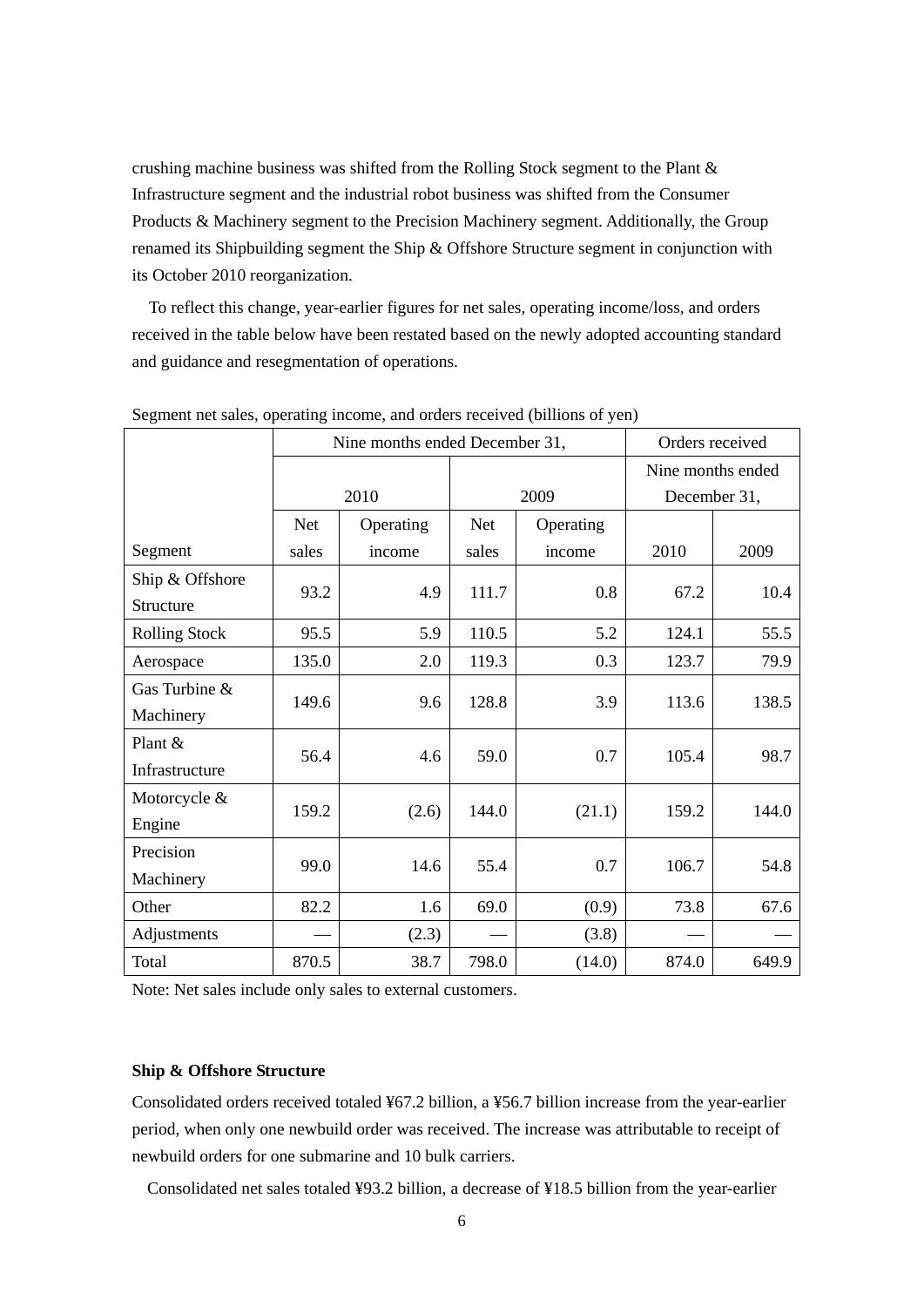crushing machine business was shifted from the Rolling Stock segment to the Plant & Infrastructure segment and the industrial robot business was shifted from the Consumer Products & Machinery segment to the Precision Machinery segment. Additionally, the Group renamed its Shipbuilding segment the Ship & Offshore Structure segment in conjunction with its October 2010 reorganization.

To reflect this change, year-earlier figures for net sales, operating income/loss, and orders received in the table below have been restated based on the newly adopted accounting standard and guidance and resegmentation of operations.

Segment net sales, operating income, and orders received (billions of yen)

| | Nine months ended December 31, | | | | Orders received | |
|---|---|---|---|---|---|---|
| | 2010 | | 2009 | | Nine months ended December 31, | |
| Segment | Net sales | Operating income | Net sales | Operating income | 2010 | 2009 |
| Ship & Offshore Structure | 93.2 | 4.9 | 111.7 | 0.8 | 67.2 | 10.4 |
| Rolling Stock | 95.5 | 5.9 | 110.5 | 5.2 | 124.1 | 55.5 |
| Aerospace | 135.0 | 2.0 | 119.3 | 0.3 | 123.7 | 79.9 |
| Gas Turbine & Machinery | 149.6 | 9.6 | 128.8 | 3.9 | 113.6 | 138.5 |
| Plant & Infrastructure | 56.4 | 4.6 | 59.0 | 0.7 | 105.4 | 98.7 |
| Motorcycle & Engine | 159.2 | (2.6) | 144.0 | (21.1) | 159.2 | 144.0 |
| Precision Machinery | 99.0 | 14.6 | 55.4 | 0.7 | 106.7 | 54.8 |
| Other | 82.2 | 1.6 | 69.0 | (0.9) | 73.8 | 67.6 |
| Adjustments | — | (2.3) | — | (3.8) | — | — |
| Total | 870.5 | 38.7 | 798.0 | (14.0) | 874.0 | 649.9 |

Note: Net sales include only sales to external customers.

**Ship & Offshore Structure**

Consolidated orders received totaled ¥67.2 billion, a ¥56.7 billion increase from the year-earlier period, when only one newbuild order was received. The increase was attributable to receipt of newbuild orders for one submarine and 10 bulk carriers.

Consolidated net sales totaled ¥93.2 billion, a decrease of ¥18.5 billion from the year-earlier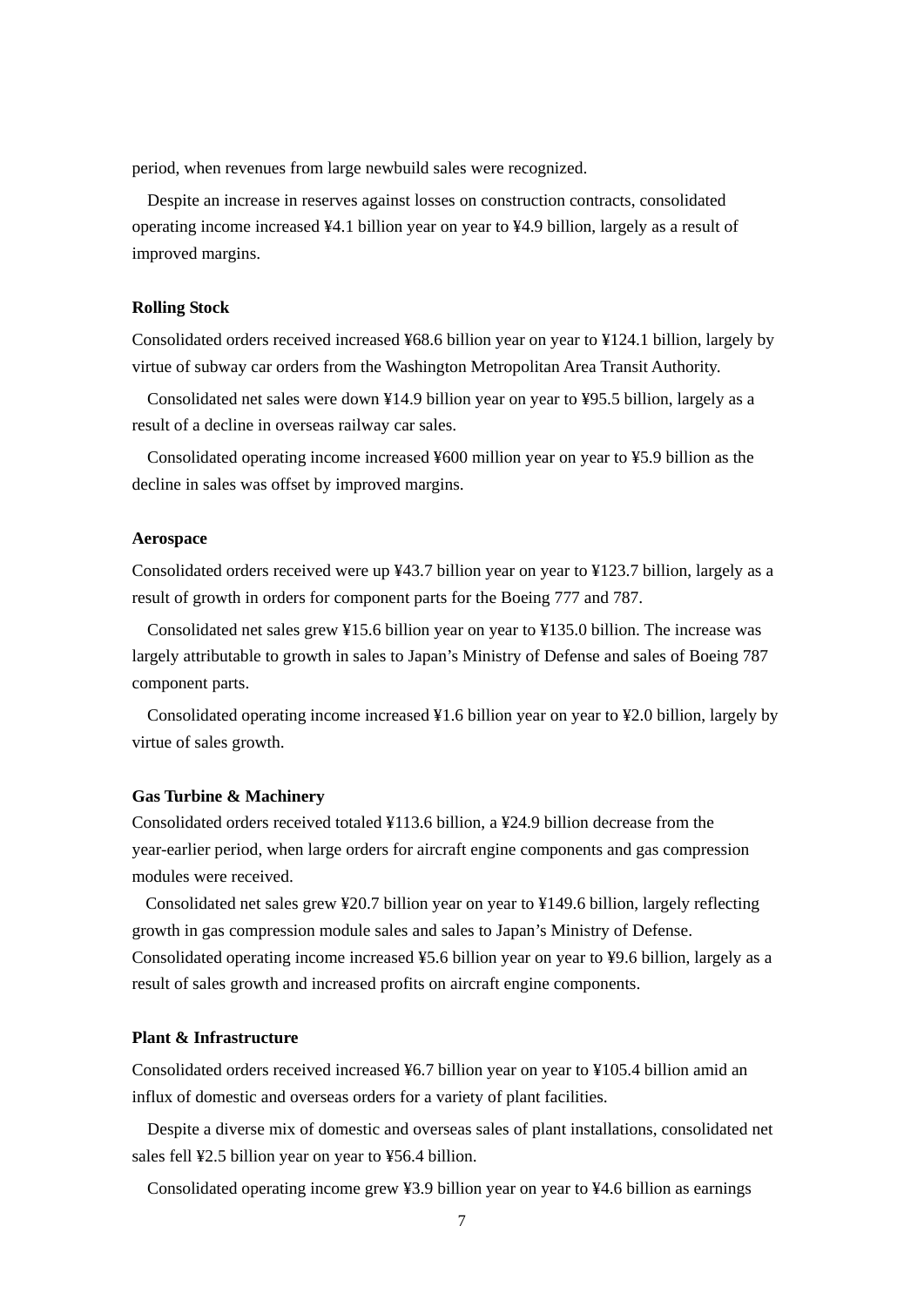period, when revenues from large newbuild sales were recognized.

Despite an increase in reserves against losses on construction contracts, consolidated operating income increased ¥4.1 billion year on year to ¥4.9 billion, largely as a result of improved margins.

**Rolling Stock**

Consolidated orders received increased ¥68.6 billion year on year to ¥124.1 billion, largely by virtue of subway car orders from the Washington Metropolitan Area Transit Authority.

Consolidated net sales were down ¥14.9 billion year on year to ¥95.5 billion, largely as a result of a decline in overseas railway car sales.

Consolidated operating income increased ¥600 million year on year to ¥5.9 billion as the decline in sales was offset by improved margins.

**Aerospace**

Consolidated orders received were up ¥43.7 billion year on year to ¥123.7 billion, largely as a result of growth in orders for component parts for the Boeing 777 and 787.

Consolidated net sales grew ¥15.6 billion year on year to ¥135.0 billion. The increase was largely attributable to growth in sales to Japan's Ministry of Defense and sales of Boeing 787 component parts.

Consolidated operating income increased ¥1.6 billion year on year to ¥2.0 billion, largely by virtue of sales growth.

**Gas Turbine & Machinery**

Consolidated orders received totaled ¥113.6 billion, a ¥24.9 billion decrease from the year-earlier period, when large orders for aircraft engine components and gas compression modules were received.

Consolidated net sales grew ¥20.7 billion year on year to ¥149.6 billion, largely reflecting growth in gas compression module sales and sales to Japan's Ministry of Defense. Consolidated operating income increased ¥5.6 billion year on year to ¥9.6 billion, largely as a result of sales growth and increased profits on aircraft engine components.

**Plant & Infrastructure**

Consolidated orders received increased ¥6.7 billion year on year to ¥105.4 billion amid an influx of domestic and overseas orders for a variety of plant facilities.

Despite a diverse mix of domestic and overseas sales of plant installations, consolidated net sales fell ¥2.5 billion year on year to ¥56.4 billion.

Consolidated operating income grew ¥3.9 billion year on year to ¥4.6 billion as earnings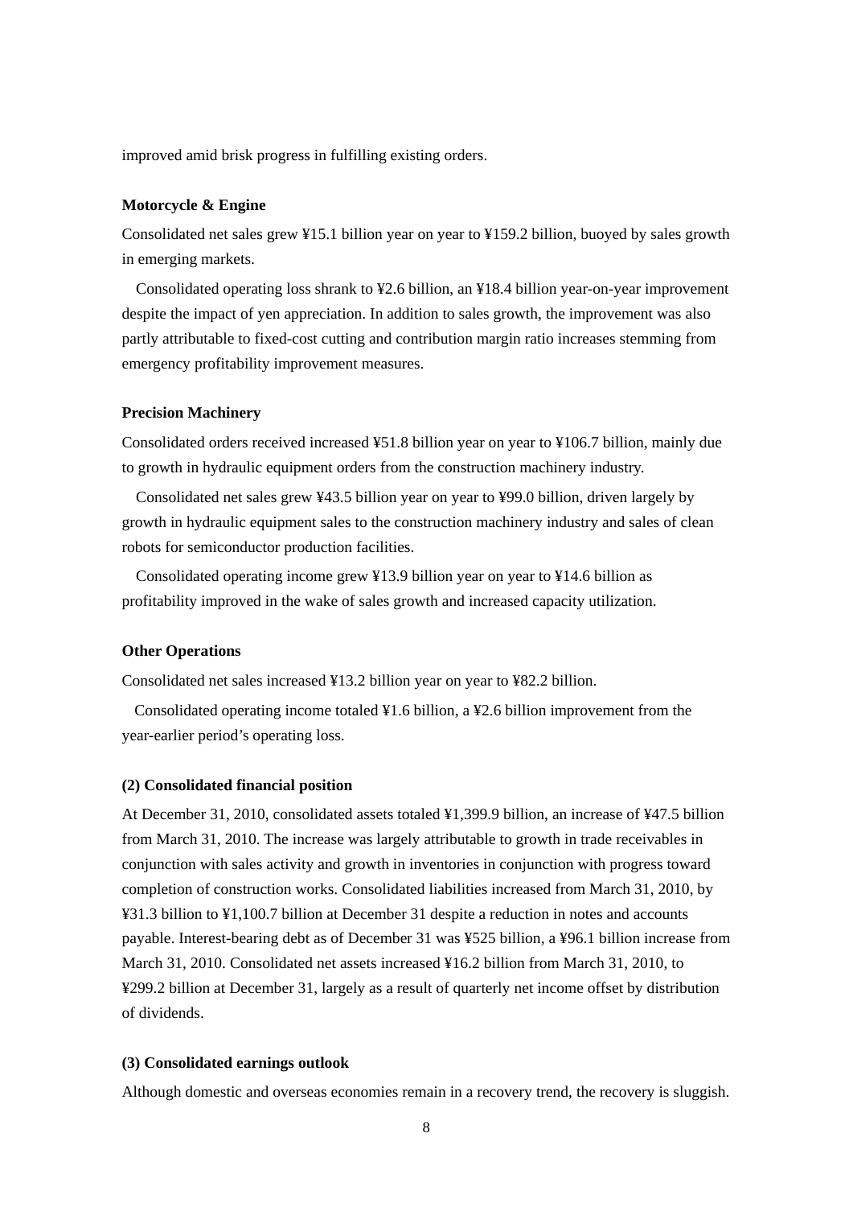improved amid brisk progress in fulfilling existing orders.

**Motorcycle & Engine**

Consolidated net sales grew ¥15.1 billion year on year to ¥159.2 billion, buoyed by sales growth in emerging markets.

Consolidated operating loss shrank to ¥2.6 billion, an ¥18.4 billion year-on-year improvement despite the impact of yen appreciation. In addition to sales growth, the improvement was also partly attributable to fixed-cost cutting and contribution margin ratio increases stemming from emergency profitability improvement measures.

**Precision Machinery**

Consolidated orders received increased ¥51.8 billion year on year to ¥106.7 billion, mainly due to growth in hydraulic equipment orders from the construction machinery industry.

Consolidated net sales grew ¥43.5 billion year on year to ¥99.0 billion, driven largely by growth in hydraulic equipment sales to the construction machinery industry and sales of clean robots for semiconductor production facilities.

Consolidated operating income grew ¥13.9 billion year on year to ¥14.6 billion as profitability improved in the wake of sales growth and increased capacity utilization.

**Other Operations**

Consolidated net sales increased ¥13.2 billion year on year to ¥82.2 billion.

Consolidated operating income totaled ¥1.6 billion, a ¥2.6 billion improvement from the year-earlier period's operating loss.

**(2) Consolidated financial position**

At December 31, 2010, consolidated assets totaled ¥1,399.9 billion, an increase of ¥47.5 billion from March 31, 2010. The increase was largely attributable to growth in trade receivables in conjunction with sales activity and growth in inventories in conjunction with progress toward completion of construction works. Consolidated liabilities increased from March 31, 2010, by ¥31.3 billion to ¥1,100.7 billion at December 31 despite a reduction in notes and accounts payable. Interest-bearing debt as of December 31 was ¥525 billion, a ¥96.1 billion increase from March 31, 2010. Consolidated net assets increased ¥16.2 billion from March 31, 2010, to ¥299.2 billion at December 31, largely as a result of quarterly net income offset by distribution of dividends.

**(3) Consolidated earnings outlook**

Although domestic and overseas economies remain in a recovery trend, the recovery is sluggish.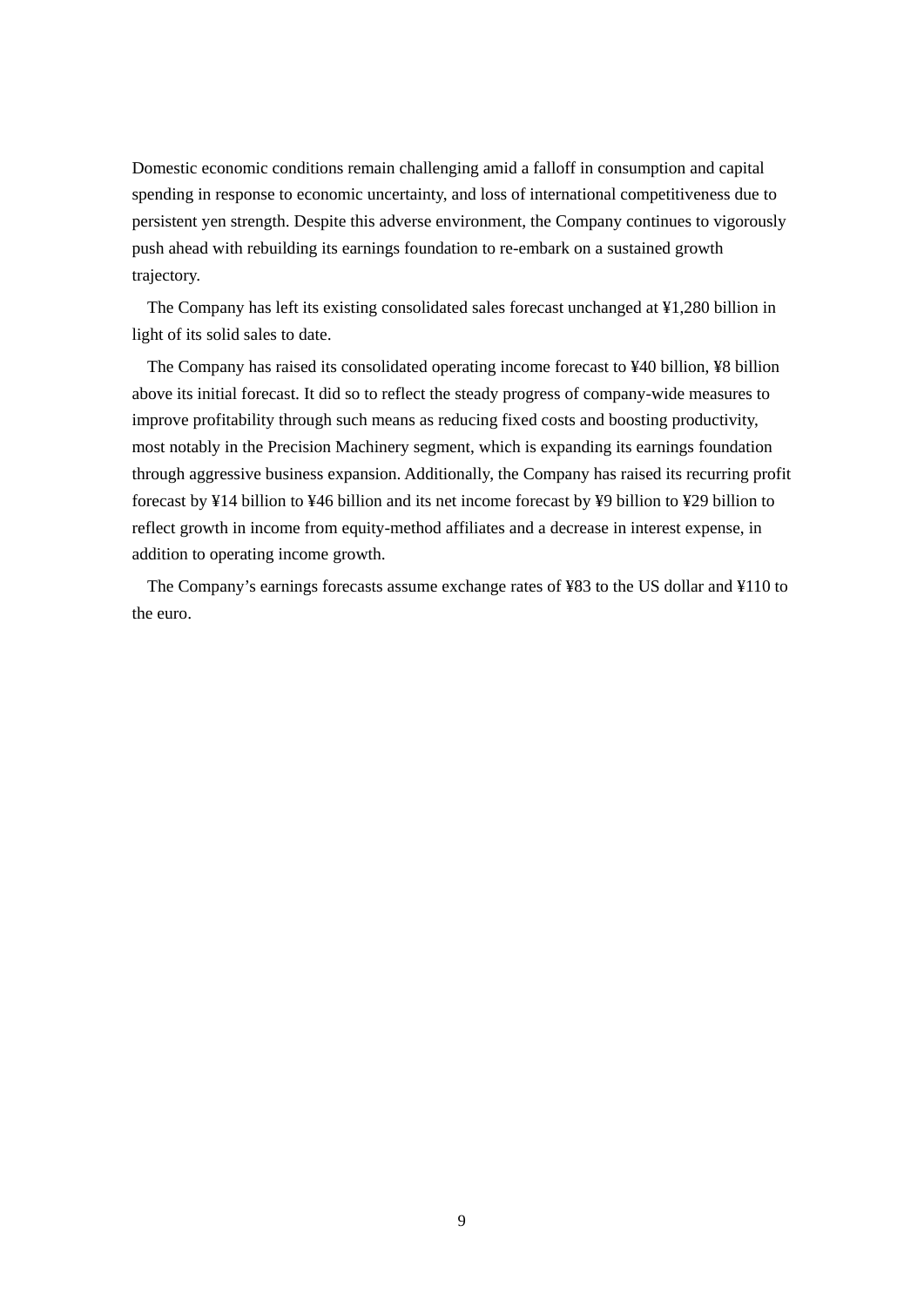Domestic economic conditions remain challenging amid a falloff in consumption and capital spending in response to economic uncertainty, and loss of international competitiveness due to persistent yen strength. Despite this adverse environment, the Company continues to vigorously push ahead with rebuilding its earnings foundation to re-embark on a sustained growth trajectory.

The Company has left its existing consolidated sales forecast unchanged at ¥1,280 billion in light of its solid sales to date.

The Company has raised its consolidated operating income forecast to ¥40 billion, ¥8 billion above its initial forecast. It did so to reflect the steady progress of company-wide measures to improve profitability through such means as reducing fixed costs and boosting productivity, most notably in the Precision Machinery segment, which is expanding its earnings foundation through aggressive business expansion. Additionally, the Company has raised its recurring profit forecast by ¥14 billion to ¥46 billion and its net income forecast by ¥9 billion to ¥29 billion to reflect growth in income from equity-method affiliates and a decrease in interest expense, in addition to operating income growth.

The Company's earnings forecasts assume exchange rates of ¥83 to the US dollar and ¥110 to the euro.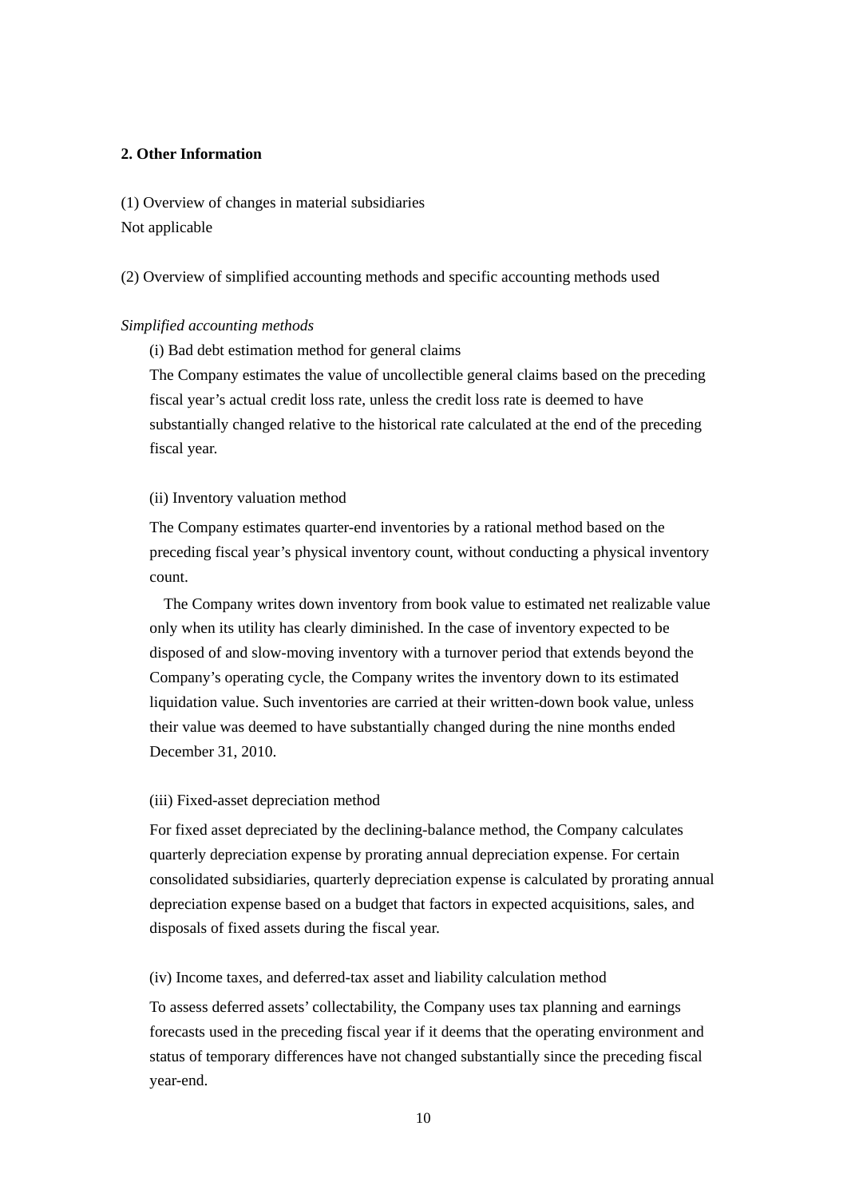## 2. Other Information

(1) Overview of changes in material subsidiaries
Not applicable

(2) Overview of simplified accounting methods and specific accounting methods used

*Simplified accounting methods*

(i) Bad debt estimation method for general claims
The Company estimates the value of uncollectible general claims based on the preceding fiscal year's actual credit loss rate, unless the credit loss rate is deemed to have substantially changed relative to the historical rate calculated at the end of the preceding fiscal year.

(ii) Inventory valuation method

The Company estimates quarter-end inventories by a rational method based on the preceding fiscal year's physical inventory count, without conducting a physical inventory count.

The Company writes down inventory from book value to estimated net realizable value only when its utility has clearly diminished. In the case of inventory expected to be disposed of and slow-moving inventory with a turnover period that extends beyond the Company's operating cycle, the Company writes the inventory down to its estimated liquidation value. Such inventories are carried at their written-down book value, unless their value was deemed to have substantially changed during the nine months ended December 31, 2010.

(iii) Fixed-asset depreciation method

For fixed asset depreciated by the declining-balance method, the Company calculates quarterly depreciation expense by prorating annual depreciation expense. For certain consolidated subsidiaries, quarterly depreciation expense is calculated by prorating annual depreciation expense based on a budget that factors in expected acquisitions, sales, and disposals of fixed assets during the fiscal year.

(iv) Income taxes, and deferred-tax asset and liability calculation method

To assess deferred assets' collectability, the Company uses tax planning and earnings forecasts used in the preceding fiscal year if it deems that the operating environment and status of temporary differences have not changed substantially since the preceding fiscal year-end.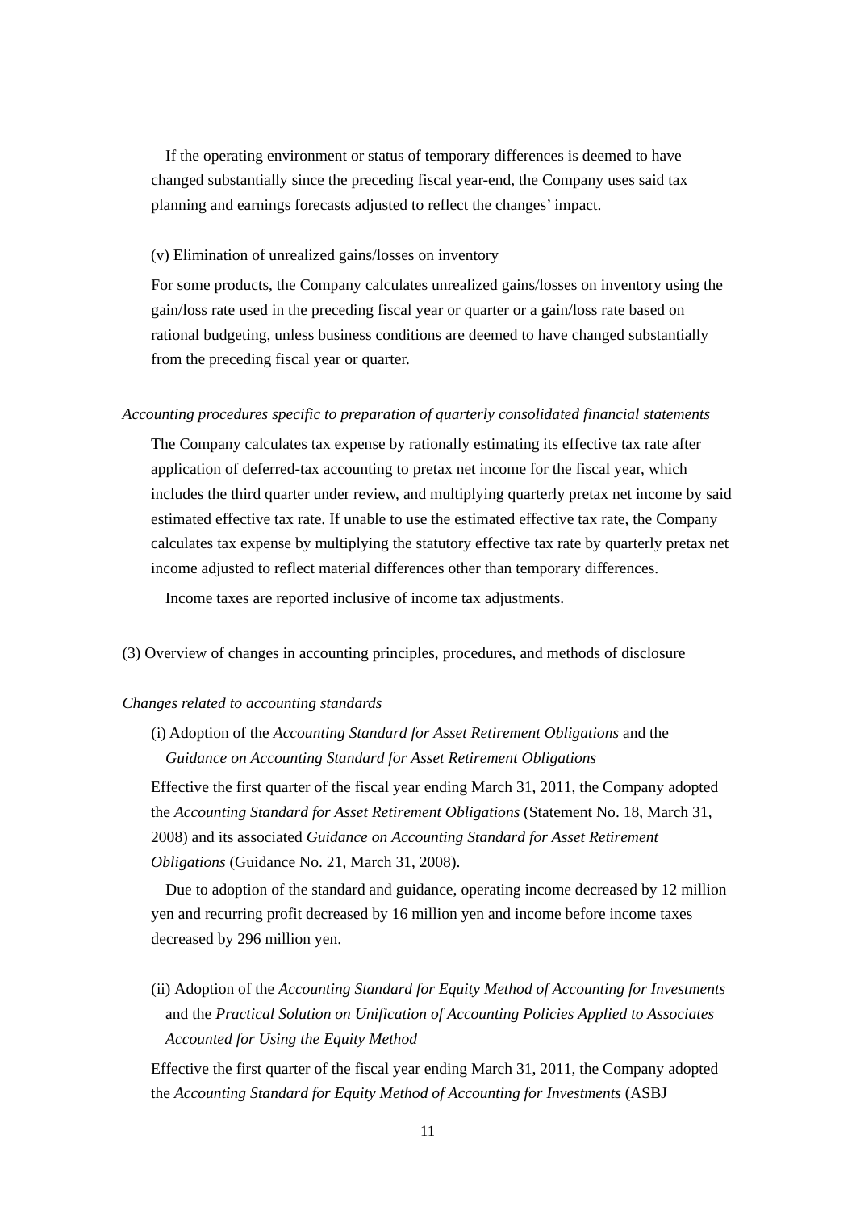If the operating environment or status of temporary differences is deemed to have changed substantially since the preceding fiscal year-end, the Company uses said tax planning and earnings forecasts adjusted to reflect the changes' impact.

(v) Elimination of unrealized gains/losses on inventory

For some products, the Company calculates unrealized gains/losses on inventory using the gain/loss rate used in the preceding fiscal year or quarter or a gain/loss rate based on rational budgeting, unless business conditions are deemed to have changed substantially from the preceding fiscal year or quarter.

*Accounting procedures specific to preparation of quarterly consolidated financial statements*

The Company calculates tax expense by rationally estimating its effective tax rate after application of deferred-tax accounting to pretax net income for the fiscal year, which includes the third quarter under review, and multiplying quarterly pretax net income by said estimated effective tax rate. If unable to use the estimated effective tax rate, the Company calculates tax expense by multiplying the statutory effective tax rate by quarterly pretax net income adjusted to reflect material differences other than temporary differences.

Income taxes are reported inclusive of income tax adjustments.

(3) Overview of changes in accounting principles, procedures, and methods of disclosure

*Changes related to accounting standards*

(i) Adoption of the *Accounting Standard for Asset Retirement Obligations* and the *Guidance on Accounting Standard for Asset Retirement Obligations*

Effective the first quarter of the fiscal year ending March 31, 2011, the Company adopted the *Accounting Standard for Asset Retirement Obligations* (Statement No. 18, March 31, 2008) and its associated *Guidance on Accounting Standard for Asset Retirement Obligations* (Guidance No. 21, March 31, 2008).

Due to adoption of the standard and guidance, operating income decreased by 12 million yen and recurring profit decreased by 16 million yen and income before income taxes decreased by 296 million yen.

(ii) Adoption of the *Accounting Standard for Equity Method of Accounting for Investments* and the *Practical Solution on Unification of Accounting Policies Applied to Associates Accounted for Using the Equity Method*

Effective the first quarter of the fiscal year ending March 31, 2011, the Company adopted the *Accounting Standard for Equity Method of Accounting for Investments* (ASBJ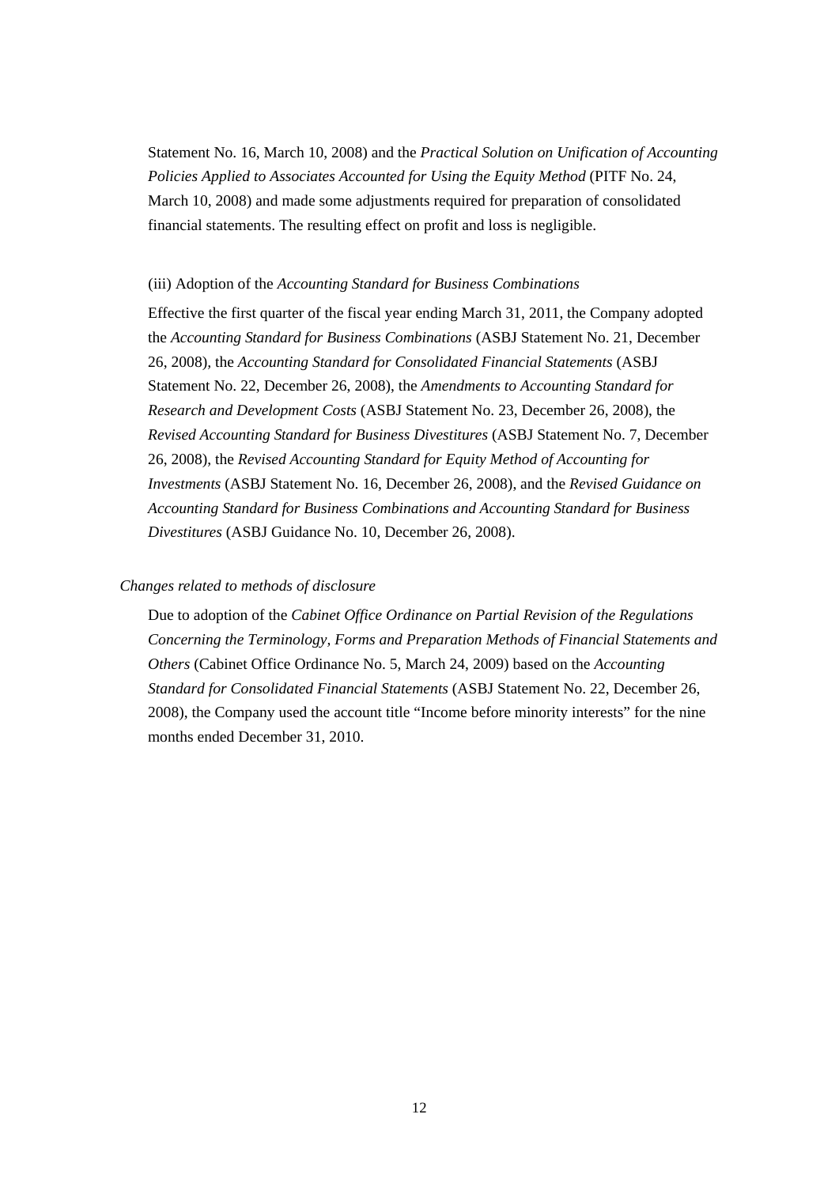Statement No. 16, March 10, 2008) and the *Practical Solution on Unification of Accounting Policies Applied to Associates Accounted for Using the Equity Method* (PITF No. 24, March 10, 2008) and made some adjustments required for preparation of consolidated financial statements. The resulting effect on profit and loss is negligible.

(iii) Adoption of the *Accounting Standard for Business Combinations*

Effective the first quarter of the fiscal year ending March 31, 2011, the Company adopted the *Accounting Standard for Business Combinations* (ASBJ Statement No. 21, December 26, 2008), the *Accounting Standard for Consolidated Financial Statements* (ASBJ Statement No. 22, December 26, 2008), the *Amendments to Accounting Standard for Research and Development Costs* (ASBJ Statement No. 23, December 26, 2008), the *Revised Accounting Standard for Business Divestitures* (ASBJ Statement No. 7, December 26, 2008), the *Revised Accounting Standard for Equity Method of Accounting for Investments* (ASBJ Statement No. 16, December 26, 2008), and the *Revised Guidance on Accounting Standard for Business Combinations and Accounting Standard for Business Divestitures* (ASBJ Guidance No. 10, December 26, 2008).

*Changes related to methods of disclosure*

Due to adoption of the *Cabinet Office Ordinance on Partial Revision of the Regulations Concerning the Terminology, Forms and Preparation Methods of Financial Statements and Others* (Cabinet Office Ordinance No. 5, March 24, 2009) based on the *Accounting Standard for Consolidated Financial Statements* (ASBJ Statement No. 22, December 26, 2008), the Company used the account title "Income before minority interests" for the nine months ended December 31, 2010.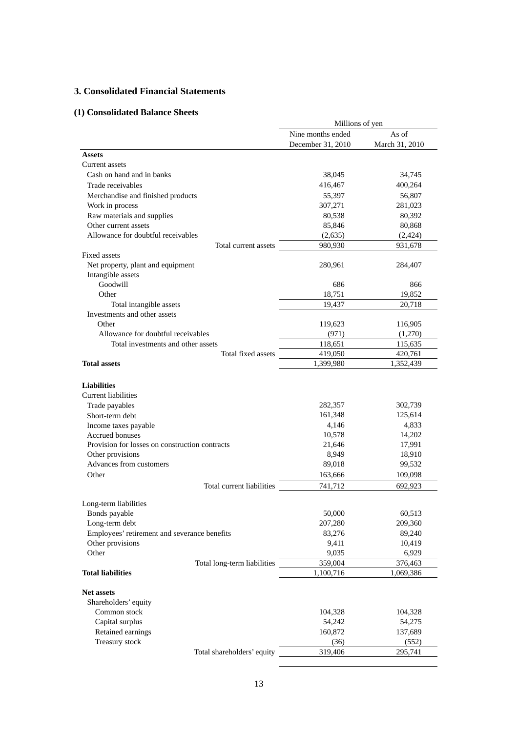## 3. Consolidated Financial Statements

### (1) Consolidated Balance Sheets

| | Millions of yen | |
|---|---|---|
| | Nine months ended December 31, 2010 | As of March 31, 2010 |
| **Assets** | | |
| Current assets | | |
| Cash on hand and in banks | 38,045 | 34,745 |
| Trade receivables | 416,467 | 400,264 |
| Merchandise and finished products | 55,397 | 56,807 |
| Work in process | 307,271 | 281,023 |
| Raw materials and supplies | 80,538 | 80,392 |
| Other current assets | 85,846 | 80,868 |
| Allowance for doubtful receivables | (2,635) | (2,424) |
| Total current assets | 980,930 | 931,678 |
| Fixed assets | | |
| Net property, plant and equipment | 280,961 | 284,407 |
| Intangible assets | | |
| Goodwill | 686 | 866 |
| Other | 18,751 | 19,852 |
| Total intangible assets | 19,437 | 20,718 |
| Investments and other assets | | |
| Other | 119,623 | 116,905 |
| Allowance for doubtful receivables | (971) | (1,270) |
| Total investments and other assets | 118,651 | 115,635 |
| Total fixed assets | 419,050 | 420,761 |
| **Total assets** | 1,399,980 | 1,352,439 |
| | | |
| **Liabilities** | | |
| Current liabilities | | |
| Trade payables | 282,357 | 302,739 |
| Short-term debt | 161,348 | 125,614 |
| Income taxes payable | 4,146 | 4,833 |
| Accrued bonuses | 10,578 | 14,202 |
| Provision for losses on construction contracts | 21,646 | 17,991 |
| Other provisions | 8,949 | 18,910 |
| Advances from customers | 89,018 | 99,532 |
| Other | 163,666 | 109,098 |
| Total current liabilities | 741,712 | 692,923 |
| | | |
| Long-term liabilities | | |
| Bonds payable | 50,000 | 60,513 |
| Long-term debt | 207,280 | 209,360 |
| Employees' retirement and severance benefits | 83,276 | 89,240 |
| Other provisions | 9,411 | 10,419 |
| Other | 9,035 | 6,929 |
| Total long-term liabilities | 359,004 | 376,463 |
| **Total liabilities** | 1,100,716 | 1,069,386 |
| | | |
| **Net assets** | | |
| Shareholders' equity | | |
| Common stock | 104,328 | 104,328 |
| Capital surplus | 54,242 | 54,275 |
| Retained earnings | 160,872 | 137,689 |
| Treasury stock | (36) | (552) |
| Total shareholders' equity | 319,406 | 295,741 |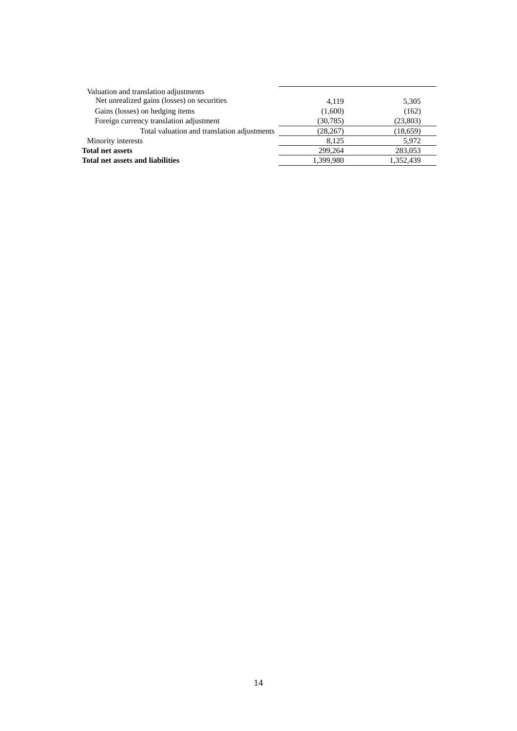| | | |
|---|---|---|
| Valuation and translation adjustments | | |
| Net unrealized gains (losses) on securities | 4,119 | 5,305 |
| Gains (losses) on hedging items | (1,600) | (162) |
| Foreign currency translation adjustment | (30,785) | (23,803) |
| Total valuation and translation adjustments | (28,267) | (18,659) |
| Minority interests | 8,125 | 5,972 |
| **Total net assets** | 299,264 | 283,053 |
| **Total net assets and liabilities** | 1,399,980 | 1,352,439 |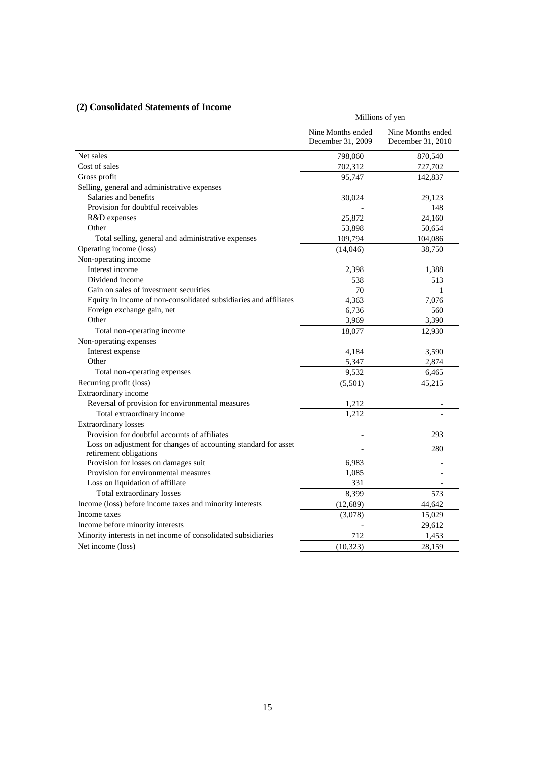## (2) Consolidated Statements of Income

| | Millions of yen | |
|---|---|---|
| | Nine Months ended December 31, 2009 | Nine Months ended December 31, 2010 |
| Net sales | 798,060 | 870,540 |
| Cost of sales | 702,312 | 727,702 |
| Gross profit | 95,747 | 142,837 |
| Selling, general and administrative expenses | | |
| Salaries and benefits | 30,024 | 29,123 |
| Provision for doubtful receivables | - | 148 |
| R&D expenses | 25,872 | 24,160 |
| Other | 53,898 | 50,654 |
| Total selling, general and administrative expenses | 109,794 | 104,086 |
| Operating income (loss) | (14,046) | 38,750 |
| Non-operating income | | |
| Interest income | 2,398 | 1,388 |
| Dividend income | 538 | 513 |
| Gain on sales of investment securities | 70 | 1 |
| Equity in income of non-consolidated subsidiaries and affiliates | 4,363 | 7,076 |
| Foreign exchange gain, net | 6,736 | 560 |
| Other | 3,969 | 3,390 |
| Total non-operating income | 18,077 | 12,930 |
| Non-operating expenses | | |
| Interest expense | 4,184 | 3,590 |
| Other | 5,347 | 2,874 |
| Total non-operating expenses | 9,532 | 6,465 |
| Recurring profit (loss) | (5,501) | 45,215 |
| Extraordinary income | | |
| Reversal of provision for environmental measures | 1,212 | - |
| Total extraordinary income | 1,212 | - |
| Extraordinary losses | | |
| Provision for doubtful accounts of affiliates | - | 293 |
| Loss on adjustment for changes of accounting standard for asset retirement obligations | - | 280 |
| Provision for losses on damages suit | 6,983 | - |
| Provision for environmental measures | 1,085 | - |
| Loss on liquidation of affiliate | 331 | - |
| Total extraordinary losses | 8,399 | 573 |
| Income (loss) before income taxes and minority interests | (12,689) | 44,642 |
| Income taxes | (3,078) | 15,029 |
| Income before minority interests | - | 29,612 |
| Minority interests in net income of consolidated subsidiaries | 712 | 1,453 |
| Net income (loss) | (10,323) | 28,159 |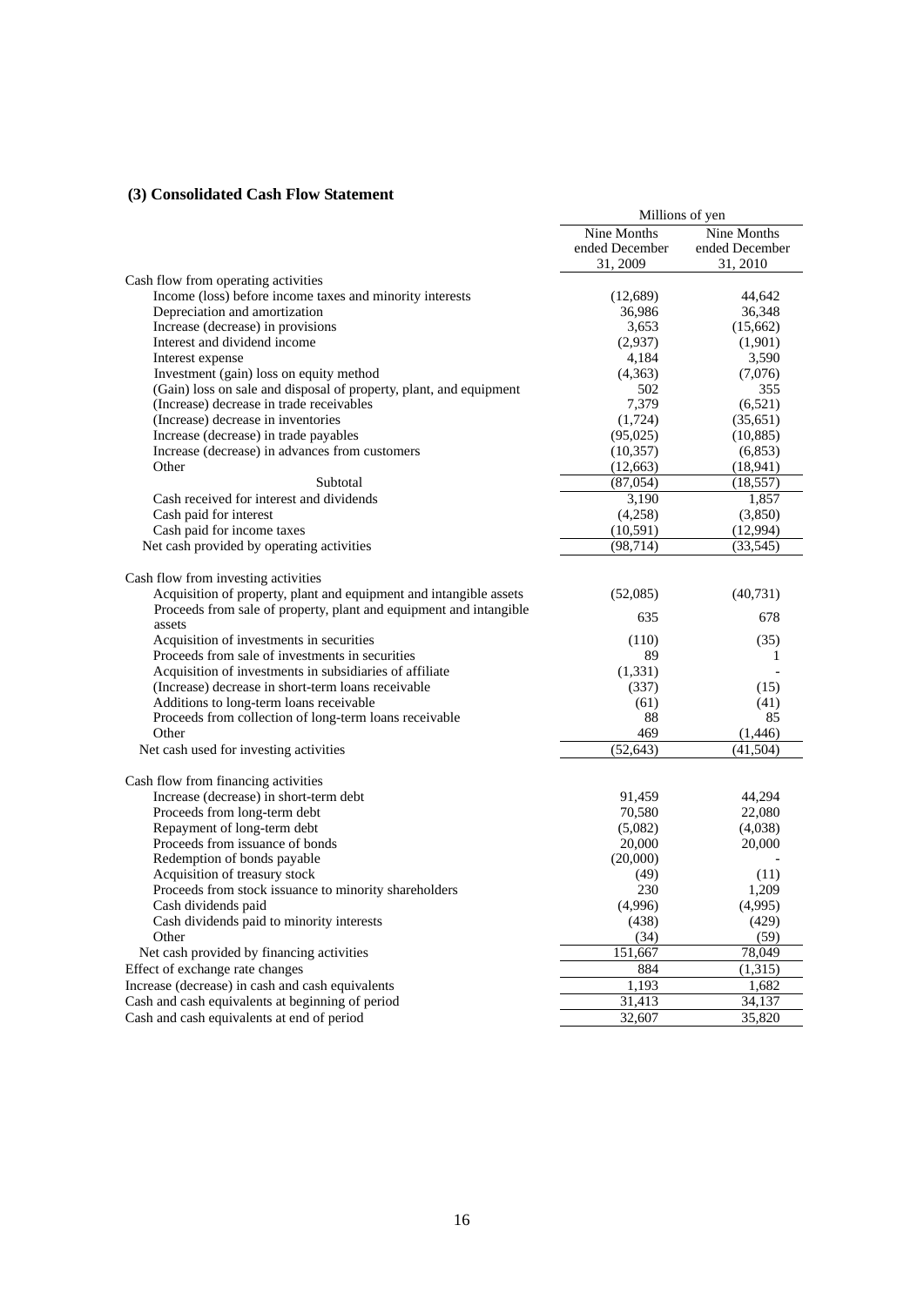### (3) Consolidated Cash Flow Statement

| | Millions of yen | |
|---|---|---|
| | Nine Months ended December 31, 2009 | Nine Months ended December 31, 2010 |
| Cash flow from operating activities | | |
| Income (loss) before income taxes and minority interests | (12,689) | 44,642 |
| Depreciation and amortization | 36,986 | 36,348 |
| Increase (decrease) in provisions | 3,653 | (15,662) |
| Interest and dividend income | (2,937) | (1,901) |
| Interest expense | 4,184 | 3,590 |
| Investment (gain) loss on equity method | (4,363) | (7,076) |
| (Gain) loss on sale and disposal of property, plant, and equipment | 502 | 355 |
| (Increase) decrease in trade receivables | 7,379 | (6,521) |
| (Increase) decrease in inventories | (1,724) | (35,651) |
| Increase (decrease) in trade payables | (95,025) | (10,885) |
| Increase (decrease) in advances from customers | (10,357) | (6,853) |
| Other | (12,663) | (18,941) |
| Subtotal | (87,054) | (18,557) |
| Cash received for interest and dividends | 3,190 | 1,857 |
| Cash paid for interest | (4,258) | (3,850) |
| Cash paid for income taxes | (10,591) | (12,994) |
| Net cash provided by operating activities | (98,714) | (33,545) |
| Cash flow from investing activities | | |
| Acquisition of property, plant and equipment and intangible assets | (52,085) | (40,731) |
| Proceeds from sale of property, plant and equipment and intangible assets | 635 | 678 |
| Acquisition of investments in securities | (110) | (35) |
| Proceeds from sale of investments in securities | 89 | 1 |
| Acquisition of investments in subsidiaries of affiliate | (1,331) | - |
| (Increase) decrease in short-term loans receivable | (337) | (15) |
| Additions to long-term loans receivable | (61) | (41) |
| Proceeds from collection of long-term loans receivable | 88 | 85 |
| Other | 469 | (1,446) |
| Net cash used for investing activities | (52,643) | (41,504) |
| Cash flow from financing activities | | |
| Increase (decrease) in short-term debt | 91,459 | 44,294 |
| Proceeds from long-term debt | 70,580 | 22,080 |
| Repayment of long-term debt | (5,082) | (4,038) |
| Proceeds from issuance of bonds | 20,000 | 20,000 |
| Redemption of bonds payable | (20,000) | - |
| Acquisition of treasury stock | (49) | (11) |
| Proceeds from stock issuance to minority shareholders | 230 | 1,209 |
| Cash dividends paid | (4,996) | (4,995) |
| Cash dividends paid to minority interests | (438) | (429) |
| Other | (34) | (59) |
| Net cash provided by financing activities | 151,667 | 78,049 |
| Effect of exchange rate changes | 884 | (1,315) |
| Increase (decrease) in cash and cash equivalents | 1,193 | 1,682 |
| Cash and cash equivalents at beginning of period | 31,413 | 34,137 |
| Cash and cash equivalents at end of period | 32,607 | 35,820 |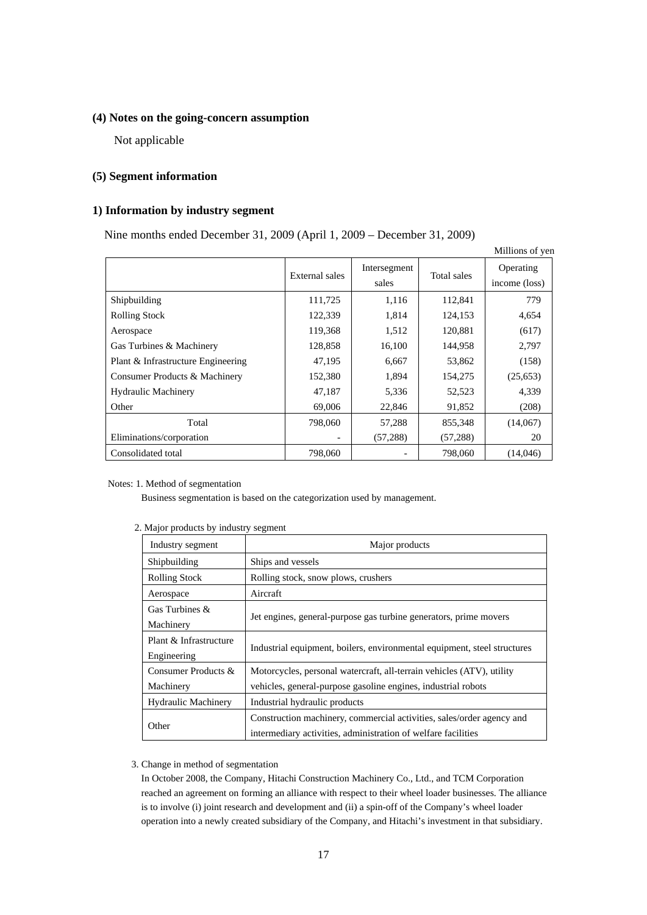**(4) Notes on the going-concern assumption**

Not applicable

**(5) Segment information**

**1) Information by industry segment**

Nine months ended December 31, 2009 (April 1, 2009 – December 31, 2009)

Millions of yen

|  | External sales | Intersegment sales | Total sales | Operating income (loss) |
|---|---|---|---|---|
| Shipbuilding | 111,725 | 1,116 | 112,841 | 779 |
| Rolling Stock | 122,339 | 1,814 | 124,153 | 4,654 |
| Aerospace | 119,368 | 1,512 | 120,881 | (617) |
| Gas Turbines & Machinery | 128,858 | 16,100 | 144,958 | 2,797 |
| Plant & Infrastructure Engineering | 47,195 | 6,667 | 53,862 | (158) |
| Consumer Products & Machinery | 152,380 | 1,894 | 154,275 | (25,653) |
| Hydraulic Machinery | 47,187 | 5,336 | 52,523 | 4,339 |
| Other | 69,006 | 22,846 | 91,852 | (208) |
| Total | 798,060 | 57,288 | 855,348 | (14,067) |
| Eliminations/corporation | - | (57,288) | (57,288) | 20 |
| Consolidated total | 798,060 | - | 798,060 | (14,046) |

Notes: 1. Method of segmentation

Business segmentation is based on the categorization used by management.

2. Major products by industry segment

| Industry segment | Major products |
|---|---|
| Shipbuilding | Ships and vessels |
| Rolling Stock | Rolling stock, snow plows, crushers |
| Aerospace | Aircraft |
| Gas Turbines & Machinery | Jet engines, general-purpose gas turbine generators, prime movers |
| Plant & Infrastructure Engineering | Industrial equipment, boilers, environmental equipment, steel structures |
| Consumer Products & Machinery | Motorcycles, personal watercraft, all-terrain vehicles (ATV), utility vehicles, general-purpose gasoline engines, industrial robots |
| Hydraulic Machinery | Industrial hydraulic products |
| Other | Construction machinery, commercial activities, sales/order agency and intermediary activities, administration of welfare facilities |

3. Change in method of segmentation

In October 2008, the Company, Hitachi Construction Machinery Co., Ltd., and TCM Corporation reached an agreement on forming an alliance with respect to their wheel loader businesses. The alliance is to involve (i) joint research and development and (ii) a spin-off of the Company's wheel loader operation into a newly created subsidiary of the Company, and Hitachi's investment in that subsidiary.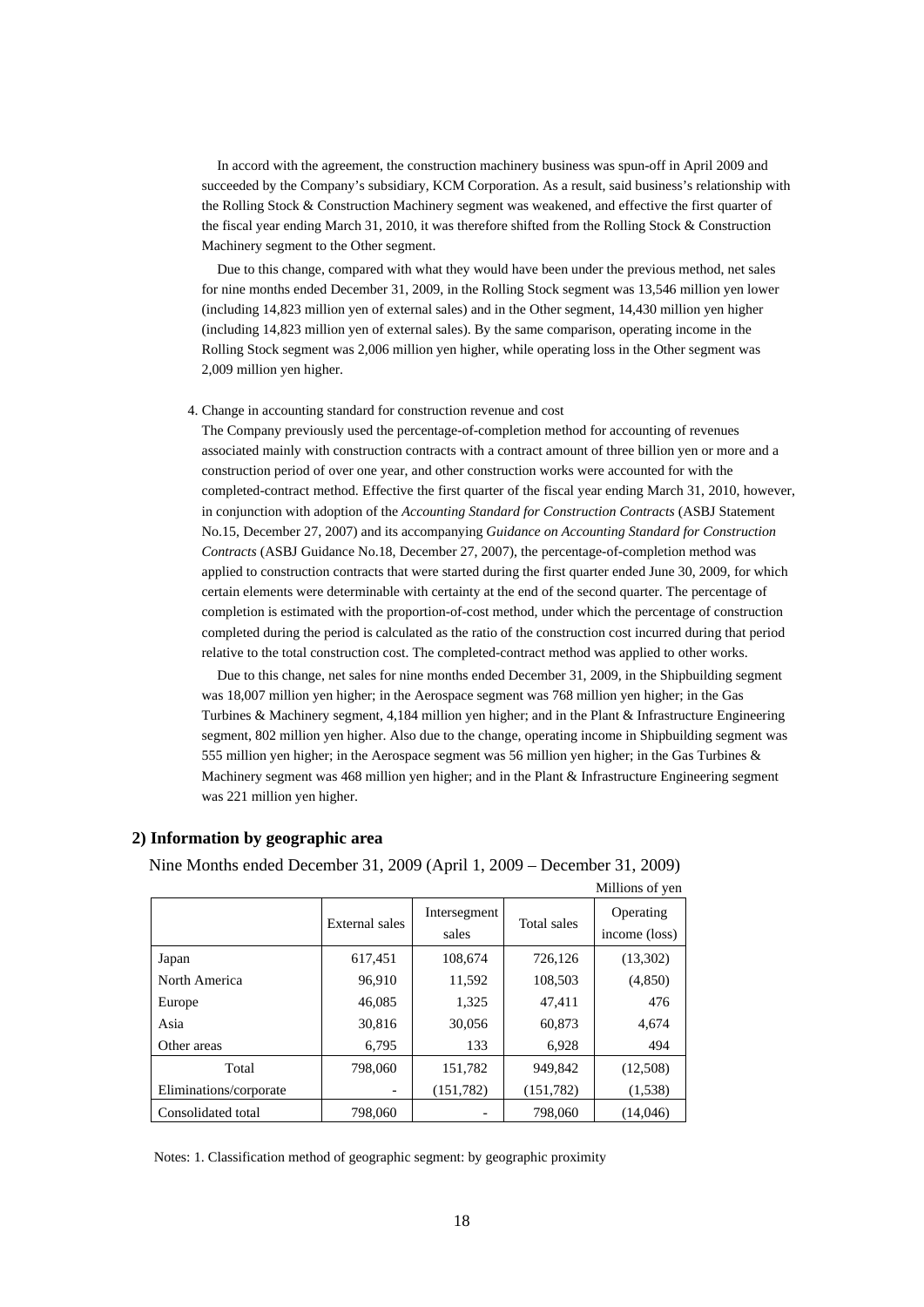In accord with the agreement, the construction machinery business was spun-off in April 2009 and succeeded by the Company's subsidiary, KCM Corporation. As a result, said business's relationship with the Rolling Stock & Construction Machinery segment was weakened, and effective the first quarter of the fiscal year ending March 31, 2010, it was therefore shifted from the Rolling Stock & Construction Machinery segment to the Other segment.

Due to this change, compared with what they would have been under the previous method, net sales for nine months ended December 31, 2009, in the Rolling Stock segment was 13,546 million yen lower (including 14,823 million yen of external sales) and in the Other segment, 14,430 million yen higher (including 14,823 million yen of external sales). By the same comparison, operating income in the Rolling Stock segment was 2,006 million yen higher, while operating loss in the Other segment was 2,009 million yen higher.

4. Change in accounting standard for construction revenue and cost

The Company previously used the percentage-of-completion method for accounting of revenues associated mainly with construction contracts with a contract amount of three billion yen or more and a construction period of over one year, and other construction works were accounted for with the completed-contract method. Effective the first quarter of the fiscal year ending March 31, 2010, however, in conjunction with adoption of the *Accounting Standard for Construction Contracts* (ASBJ Statement No.15, December 27, 2007) and its accompanying *Guidance on Accounting Standard for Construction Contracts* (ASBJ Guidance No.18, December 27, 2007), the percentage-of-completion method was applied to construction contracts that were started during the first quarter ended June 30, 2009, for which certain elements were determinable with certainty at the end of the second quarter. The percentage of completion is estimated with the proportion-of-cost method, under which the percentage of construction completed during the period is calculated as the ratio of the construction cost incurred during that period relative to the total construction cost. The completed-contract method was applied to other works.

Due to this change, net sales for nine months ended December 31, 2009, in the Shipbuilding segment was 18,007 million yen higher; in the Aerospace segment was 768 million yen higher; in the Gas Turbines & Machinery segment, 4,184 million yen higher; and in the Plant & Infrastructure Engineering segment, 802 million yen higher. Also due to the change, operating income in Shipbuilding segment was 555 million yen higher; in the Aerospace segment was 56 million yen higher; in the Gas Turbines & Machinery segment was 468 million yen higher; and in the Plant & Infrastructure Engineering segment was 221 million yen higher.

### 2) Information by geographic area

Nine Months ended December 31, 2009 (April 1, 2009 – December 31, 2009)

Millions of yen

| | External sales | Intersegment sales | Total sales | Operating income (loss) |
|---|---|---|---|---|
| Japan | 617,451 | 108,674 | 726,126 | (13,302) |
| North America | 96,910 | 11,592 | 108,503 | (4,850) |
| Europe | 46,085 | 1,325 | 47,411 | 476 |
| Asia | 30,816 | 30,056 | 60,873 | 4,674 |
| Other areas | 6,795 | 133 | 6,928 | 494 |
| Total | 798,060 | 151,782 | 949,842 | (12,508) |
| Eliminations/corporate | - | (151,782) | (151,782) | (1,538) |
| Consolidated total | 798,060 | - | 798,060 | (14,046) |

Notes: 1. Classification method of geographic segment: by geographic proximity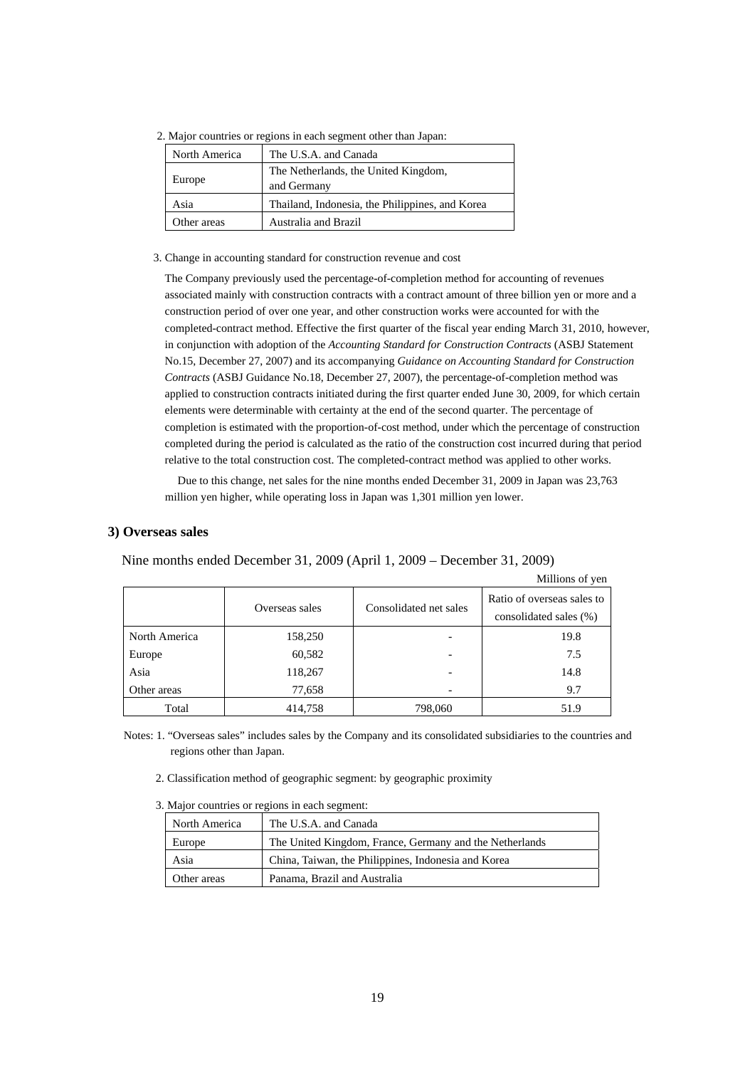2. Major countries or regions in each segment other than Japan:

| North America | The U.S.A. and Canada |
|---|---|
| Europe | The Netherlands, the United Kingdom, and Germany |
| Asia | Thailand, Indonesia, the Philippines, and Korea |
| Other areas | Australia and Brazil |

3. Change in accounting standard for construction revenue and cost

The Company previously used the percentage-of-completion method for accounting of revenues associated mainly with construction contracts with a contract amount of three billion yen or more and a construction period of over one year, and other construction works were accounted for with the completed-contract method. Effective the first quarter of the fiscal year ending March 31, 2010, however, in conjunction with adoption of the *Accounting Standard for Construction Contracts* (ASBJ Statement No.15, December 27, 2007) and its accompanying *Guidance on Accounting Standard for Construction Contracts* (ASBJ Guidance No.18, December 27, 2007), the percentage-of-completion method was applied to construction contracts initiated during the first quarter ended June 30, 2009, for which certain elements were determinable with certainty at the end of the second quarter. The percentage of completion is estimated with the proportion-of-cost method, under which the percentage of construction completed during the period is calculated as the ratio of the construction cost incurred during that period relative to the total construction cost. The completed-contract method was applied to other works.

Due to this change, net sales for the nine months ended December 31, 2009 in Japan was 23,763 million yen higher, while operating loss in Japan was 1,301 million yen lower.

### 3) Overseas sales

Nine months ended December 31, 2009 (April 1, 2009 – December 31, 2009)

Millions of yen

| | Overseas sales | Consolidated net sales | Ratio of overseas sales to consolidated sales (%) |
|---|---|---|---|
| North America | 158,250 | - | 19.8 |
| Europe | 60,582 | - | 7.5 |
| Asia | 118,267 | - | 14.8 |
| Other areas | 77,658 | - | 9.7 |
| Total | 414,758 | 798,060 | 51.9 |

Notes: 1. "Overseas sales" includes sales by the Company and its consolidated subsidiaries to the countries and regions other than Japan.

2. Classification method of geographic segment: by geographic proximity

3. Major countries or regions in each segment:

| North America | The U.S.A. and Canada |
|---|---|
| Europe | The United Kingdom, France, Germany and the Netherlands |
| Asia | China, Taiwan, the Philippines, Indonesia and Korea |
| Other areas | Panama, Brazil and Australia |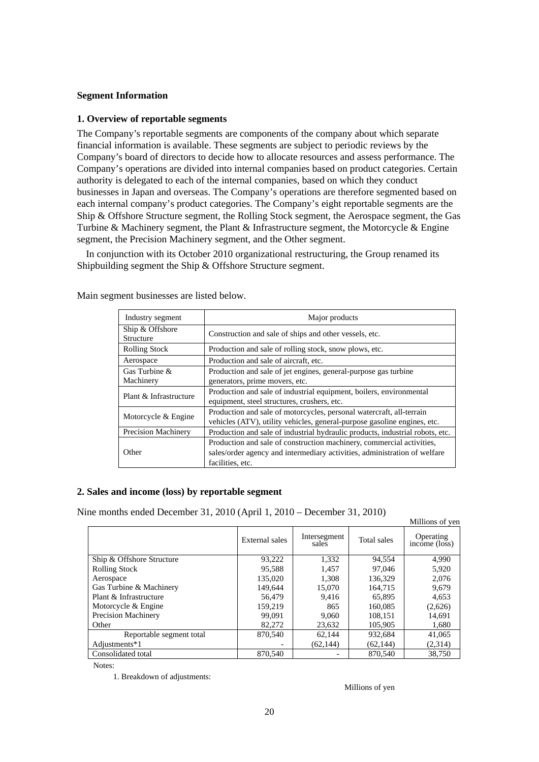**Segment Information**

**1. Overview of reportable segments**

The Company's reportable segments are components of the company about which separate financial information is available. These segments are subject to periodic reviews by the Company's board of directors to decide how to allocate resources and assess performance. The Company's operations are divided into internal companies based on product categories. Certain authority is delegated to each of the internal companies, based on which they conduct businesses in Japan and overseas. The Company's operations are therefore segmented based on each internal company's product categories. The Company's eight reportable segments are the Ship & Offshore Structure segment, the Rolling Stock segment, the Aerospace segment, the Gas Turbine & Machinery segment, the Plant & Infrastructure segment, the Motorcycle & Engine segment, the Precision Machinery segment, and the Other segment.

In conjunction with its October 2010 organizational restructuring, the Group renamed its Shipbuilding segment the Ship & Offshore Structure segment.

Main segment businesses are listed below.

| Industry segment | Major products |
|---|---|
| Ship & Offshore Structure | Construction and sale of ships and other vessels, etc. |
| Rolling Stock | Production and sale of rolling stock, snow plows, etc. |
| Aerospace | Production and sale of aircraft, etc. |
| Gas Turbine & Machinery | Production and sale of jet engines, general-purpose gas turbine generators, prime movers, etc. |
| Plant & Infrastructure | Production and sale of industrial equipment, boilers, environmental equipment, steel structures, crushers, etc. |
| Motorcycle & Engine | Production and sale of motorcycles, personal watercraft, all-terrain vehicles (ATV), utility vehicles, general-purpose gasoline engines, etc. |
| Precision Machinery | Production and sale of industrial hydraulic products, industrial robots, etc. |
| Other | Production and sale of construction machinery, commercial activities, sales/order agency and intermediary activities, administration of welfare facilities, etc. |

**2. Sales and income (loss) by reportable segment**

Nine months ended December 31, 2010 (April 1, 2010 – December 31, 2010)

Millions of yen

| | External sales | Intersegment sales | Total sales | Operating income (loss) |
|---|---|---|---|---|
| Ship & Offshore Structure | 93,222 | 1,332 | 94,554 | 4,990 |
| Rolling Stock | 95,588 | 1,457 | 97,046 | 5,920 |
| Aerospace | 135,020 | 1,308 | 136,329 | 2,076 |
| Gas Turbine & Machinery | 149,644 | 15,070 | 164,715 | 9,679 |
| Plant & Infrastructure | 56,479 | 9,416 | 65,895 | 4,653 |
| Motorcycle & Engine | 159,219 | 865 | 160,085 | (2,626) |
| Precision Machinery | 99,091 | 9,060 | 108,151 | 14,691 |
| Other | 82,272 | 23,632 | 105,905 | 1,680 |
| Reportable segment total | 870,540 | 62,144 | 932,684 | 41,065 |
| Adjustments*1 | - | (62,144) | (62,144) | (2,314) |
| Consolidated total | 870,540 | - | 870,540 | 38,750 |

Notes:

1. Breakdown of adjustments:

Millions of yen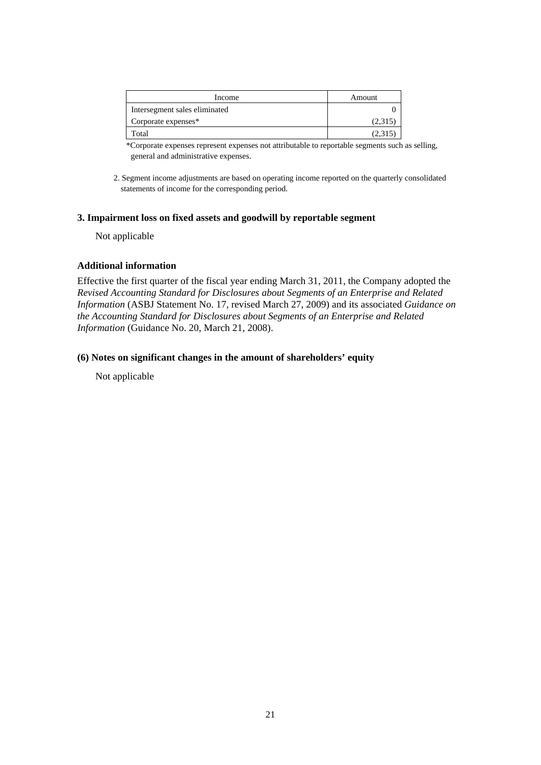| Income | Amount |
|---|---|
| Intersegment sales eliminated | 0 |
| Corporate expenses* | (2,315) |
| Total | (2,315) |

*Corporate expenses represent expenses not attributable to reportable segments such as selling, general and administrative expenses.

2. Segment income adjustments are based on operating income reported on the quarterly consolidated statements of income for the corresponding period.

### 3. Impairment loss on fixed assets and goodwill by reportable segment

Not applicable

### Additional information

Effective the first quarter of the fiscal year ending March 31, 2011, the Company adopted the *Revised Accounting Standard for Disclosures about Segments of an Enterprise and Related Information* (ASBJ Statement No. 17, revised March 27, 2009) and its associated *Guidance on the Accounting Standard for Disclosures about Segments of an Enterprise and Related Information* (Guidance No. 20, March 21, 2008).

### (6) Notes on significant changes in the amount of shareholders' equity

Not applicable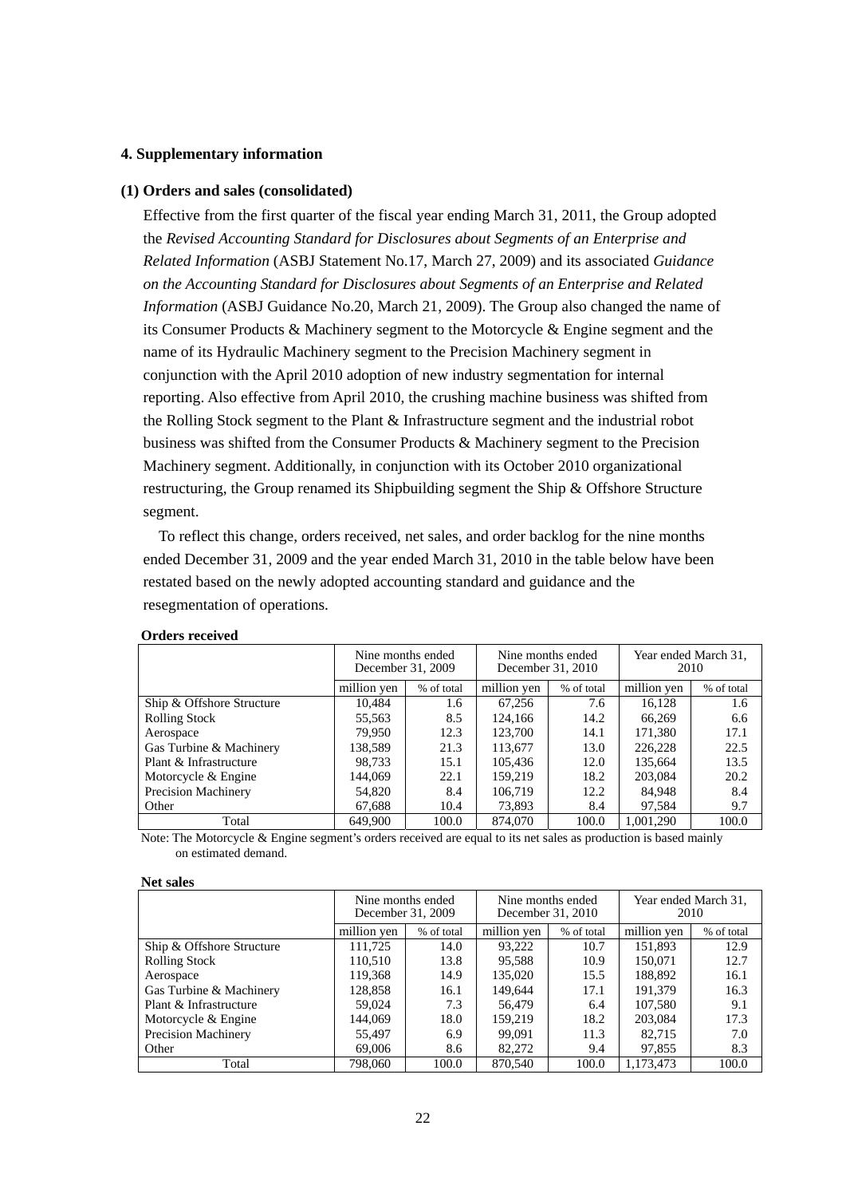## 4. Supplementary information

### (1) Orders and sales (consolidated)

Effective from the first quarter of the fiscal year ending March 31, 2011, the Group adopted the *Revised Accounting Standard for Disclosures about Segments of an Enterprise and Related Information* (ASBJ Statement No.17, March 27, 2009) and its associated *Guidance on the Accounting Standard for Disclosures about Segments of an Enterprise and Related Information* (ASBJ Guidance No.20, March 21, 2009). The Group also changed the name of its Consumer Products & Machinery segment to the Motorcycle & Engine segment and the name of its Hydraulic Machinery segment to the Precision Machinery segment in conjunction with the April 2010 adoption of new industry segmentation for internal reporting. Also effective from April 2010, the crushing machine business was shifted from the Rolling Stock segment to the Plant & Infrastructure segment and the industrial robot business was shifted from the Consumer Products & Machinery segment to the Precision Machinery segment. Additionally, in conjunction with its October 2010 organizational restructuring, the Group renamed its Shipbuilding segment the Ship & Offshore Structure segment.

To reflect this change, orders received, net sales, and order backlog for the nine months ended December 31, 2009 and the year ended March 31, 2010 in the table below have been restated based on the newly adopted accounting standard and guidance and the resegmentation of operations.

**Orders received**

| | Nine months ended December 31, 2009 | | Nine months ended December 31, 2010 | | Year ended March 31, 2010 | |
|---|---|---|---|---|---|---|
| | million yen | % of total | million yen | % of total | million yen | % of total |
| Ship & Offshore Structure | 10,484 | 1.6 | 67,256 | 7.6 | 16,128 | 1.6 |
| Rolling Stock | 55,563 | 8.5 | 124,166 | 14.2 | 66,269 | 6.6 |
| Aerospace | 79,950 | 12.3 | 123,700 | 14.1 | 171,380 | 17.1 |
| Gas Turbine & Machinery | 138,589 | 21.3 | 113,677 | 13.0 | 226,228 | 22.5 |
| Plant & Infrastructure | 98,733 | 15.1 | 105,436 | 12.0 | 135,664 | 13.5 |
| Motorcycle & Engine | 144,069 | 22.1 | 159,219 | 18.2 | 203,084 | 20.2 |
| Precision Machinery | 54,820 | 8.4 | 106,719 | 12.2 | 84,948 | 8.4 |
| Other | 67,688 | 10.4 | 73,893 | 8.4 | 97,584 | 9.7 |
| Total | 649,900 | 100.0 | 874,070 | 100.0 | 1,001,290 | 100.0 |

Note: The Motorcycle & Engine segment's orders received are equal to its net sales as production is based mainly on estimated demand.

**Net sales**

| | Nine months ended December 31, 2009 | | Nine months ended December 31, 2010 | | Year ended March 31, 2010 | |
|---|---|---|---|---|---|---|
| | million yen | % of total | million yen | % of total | million yen | % of total |
| Ship & Offshore Structure | 111,725 | 14.0 | 93,222 | 10.7 | 151,893 | 12.9 |
| Rolling Stock | 110,510 | 13.8 | 95,588 | 10.9 | 150,071 | 12.7 |
| Aerospace | 119,368 | 14.9 | 135,020 | 15.5 | 188,892 | 16.1 |
| Gas Turbine & Machinery | 128,858 | 16.1 | 149,644 | 17.1 | 191,379 | 16.3 |
| Plant & Infrastructure | 59,024 | 7.3 | 56,479 | 6.4 | 107,580 | 9.1 |
| Motorcycle & Engine | 144,069 | 18.0 | 159,219 | 18.2 | 203,084 | 17.3 |
| Precision Machinery | 55,497 | 6.9 | 99,091 | 11.3 | 82,715 | 7.0 |
| Other | 69,006 | 8.6 | 82,272 | 9.4 | 97,855 | 8.3 |
| Total | 798,060 | 100.0 | 870,540 | 100.0 | 1,173,473 | 100.0 |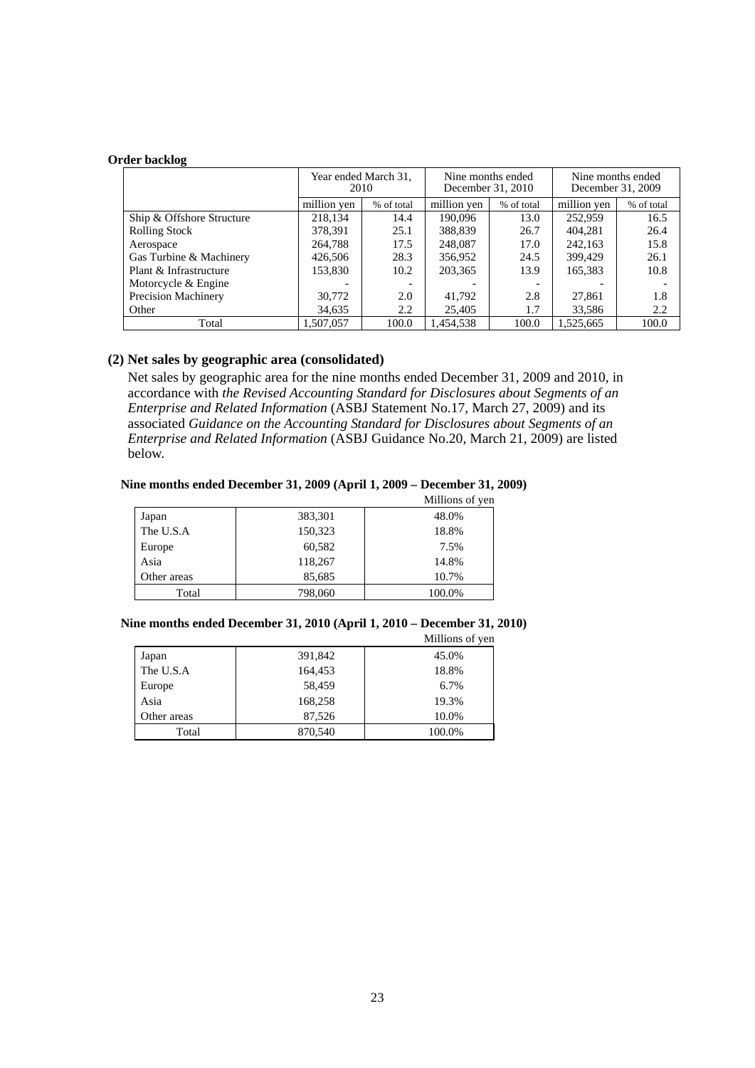**Order backlog**

| | Year ended March 31, 2010 | | Nine months ended December 31, 2010 | | Nine months ended December 31, 2009 | |
|---|---|---|---|---|---|---|
| | million yen | % of total | million yen | % of total | million yen | % of total |
| Ship & Offshore Structure | 218,134 | 14.4 | 190,096 | 13.0 | 252,959 | 16.5 |
| Rolling Stock | 378,391 | 25.1 | 388,839 | 26.7 | 404,281 | 26.4 |
| Aerospace | 264,788 | 17.5 | 248,087 | 17.0 | 242,163 | 15.8 |
| Gas Turbine & Machinery | 426,506 | 28.3 | 356,952 | 24.5 | 399,429 | 26.1 |
| Plant & Infrastructure | 153,830 | 10.2 | 203,365 | 13.9 | 165,383 | 10.8 |
| Motorcycle & Engine | - | - | - | - | - | - |
| Precision Machinery | 30,772 | 2.0 | 41,792 | 2.8 | 27,861 | 1.8 |
| Other | 34,635 | 2.2 | 25,405 | 1.7 | 33,586 | 2.2 |
| Total | 1,507,057 | 100.0 | 1,454,538 | 100.0 | 1,525,665 | 100.0 |

## (2) Net sales by geographic area (consolidated)

Net sales by geographic area for the nine months ended December 31, 2009 and 2010, in accordance with *the Revised Accounting Standard for Disclosures about Segments of an Enterprise and Related Information* (ASBJ Statement No.17, March 27, 2009) and its associated *Guidance on the Accounting Standard for Disclosures about Segments of an Enterprise and Related Information* (ASBJ Guidance No.20, March 21, 2009) are listed below.

**Nine months ended December 31, 2009 (April 1, 2009 – December 31, 2009)**

Millions of yen

| | | |
|---|---|---|
| Japan | 383,301 | 48.0% |
| The U.S.A | 150,323 | 18.8% |
| Europe | 60,582 | 7.5% |
| Asia | 118,267 | 14.8% |
| Other areas | 85,685 | 10.7% |
| Total | 798,060 | 100.0% |

**Nine months ended December 31, 2010 (April 1, 2010 – December 31, 2010)**

Millions of yen

| | | |
|---|---|---|
| Japan | 391,842 | 45.0% |
| The U.S.A | 164,453 | 18.8% |
| Europe | 58,459 | 6.7% |
| Asia | 168,258 | 19.3% |
| Other areas | 87,526 | 10.0% |
| Total | 870,540 | 100.0% |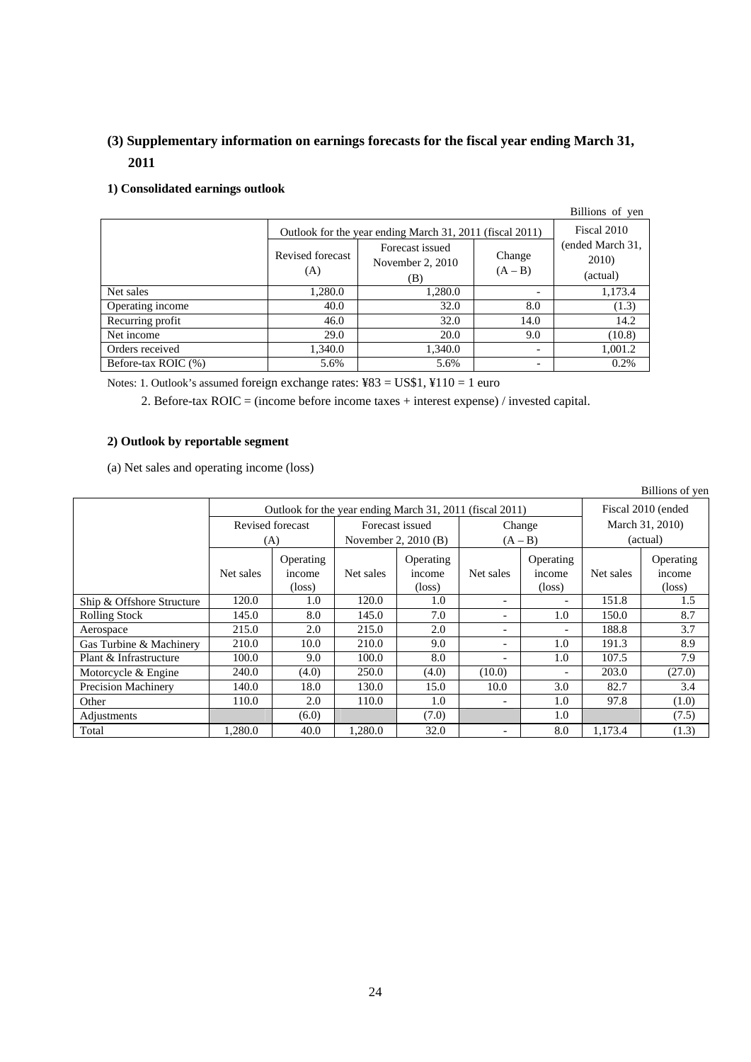## (3) Supplementary information on earnings forecasts for the fiscal year ending March 31, 2011

### 1) Consolidated earnings outlook

Billions of yen

| | Outlook for the year ending March 31, 2011 (fiscal 2011) | | | Fiscal 2010 (ended March 31, 2010) (actual) |
|---|---|---|---|---|
| | Revised forecast (A) | Forecast issued November 2, 2010 (B) | Change (A – B) | |
| Net sales | 1,280.0 | 1,280.0 | - | 1,173.4 |
| Operating income | 40.0 | 32.0 | 8.0 | (1.3) |
| Recurring profit | 46.0 | 32.0 | 14.0 | 14.2 |
| Net income | 29.0 | 20.0 | 9.0 | (10.8) |
| Orders received | 1,340.0 | 1,340.0 | - | 1,001.2 |
| Before-tax ROIC (%) | 5.6% | 5.6% | - | 0.2% |

Notes: 1. Outlook's assumed foreign exchange rates: ¥83 = US$1, ¥110 = 1 euro

2. Before-tax ROIC = (income before income taxes + interest expense) / invested capital.

### 2) Outlook by reportable segment

(a) Net sales and operating income (loss)

Billions of yen

| | Outlook for the year ending March 31, 2011 (fiscal 2011) | | | | | | Fiscal 2010 (ended March 31, 2010) (actual) | |
|---|---|---|---|---|---|---|---|---|
| | Revised forecast (A) | | Forecast issued November 2, 2010 (B) | | Change (A – B) | | | |
| | Net sales | Operating income (loss) | Net sales | Operating income (loss) | Net sales | Operating income (loss) | Net sales | Operating income (loss) |
| Ship & Offshore Structure | 120.0 | 1.0 | 120.0 | 1.0 | - | - | 151.8 | 1.5 |
| Rolling Stock | 145.0 | 8.0 | 145.0 | 7.0 | - | 1.0 | 150.0 | 8.7 |
| Aerospace | 215.0 | 2.0 | 215.0 | 2.0 | - | - | 188.8 | 3.7 |
| Gas Turbine & Machinery | 210.0 | 10.0 | 210.0 | 9.0 | - | 1.0 | 191.3 | 8.9 |
| Plant & Infrastructure | 100.0 | 9.0 | 100.0 | 8.0 | - | 1.0 | 107.5 | 7.9 |
| Motorcycle & Engine | 240.0 | (4.0) | 250.0 | (4.0) | (10.0) | - | 203.0 | (27.0) |
| Precision Machinery | 140.0 | 18.0 | 130.0 | 15.0 | 10.0 | 3.0 | 82.7 | 3.4 |
| Other | 110.0 | 2.0 | 110.0 | 1.0 | - | 1.0 | 97.8 | (1.0) |
| Adjustments | | (6.0) | | (7.0) | | 1.0 | | (7.5) |
| Total | 1,280.0 | 40.0 | 1,280.0 | 32.0 | - | 8.0 | 1,173.4 | (1.3) |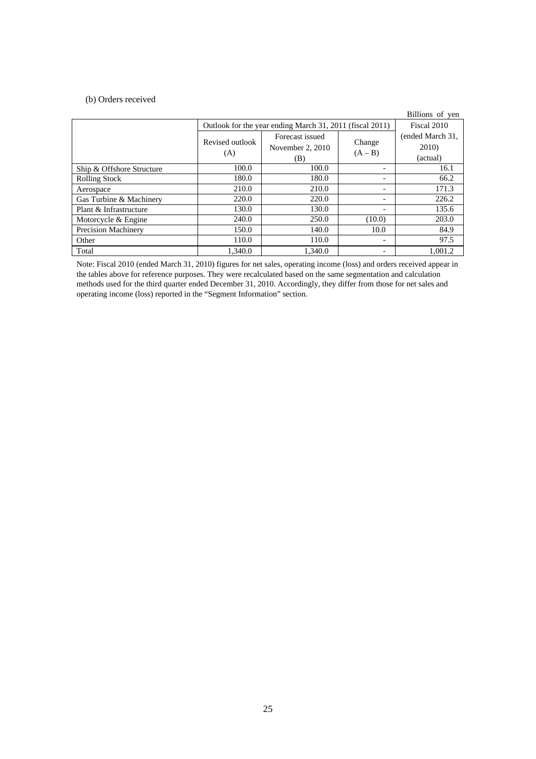(b) Orders received

Billions of yen

| | Outlook for the year ending March 31, 2011 (fiscal 2011) | | | Fiscal 2010 |
|---|---|---|---|---|
| | Revised outlook (A) | Forecast issued November 2, 2010 (B) | Change (A – B) | (ended March 31, 2010) (actual) |
| Ship & Offshore Structure | 100.0 | 100.0 | - | 16.1 |
| Rolling Stock | 180.0 | 180.0 | - | 66.2 |
| Aerospace | 210.0 | 210.0 | - | 171.3 |
| Gas Turbine & Machinery | 220.0 | 220.0 | - | 226.2 |
| Plant & Infrastructure | 130.0 | 130.0 | - | 135.6 |
| Motorcycle & Engine | 240.0 | 250.0 | (10.0) | 203.0 |
| Precision Machinery | 150.0 | 140.0 | 10.0 | 84.9 |
| Other | 110.0 | 110.0 | - | 97.5 |
| Total | 1,340.0 | 1,340.0 | - | 1,001.2 |

Note: Fiscal 2010 (ended March 31, 2010) figures for net sales, operating income (loss) and orders received appear in the tables above for reference purposes. They were recalculated based on the same segmentation and calculation methods used for the third quarter ended December 31, 2010. Accordingly, they differ from those for net sales and operating income (loss) reported in the "Segment Information" section.